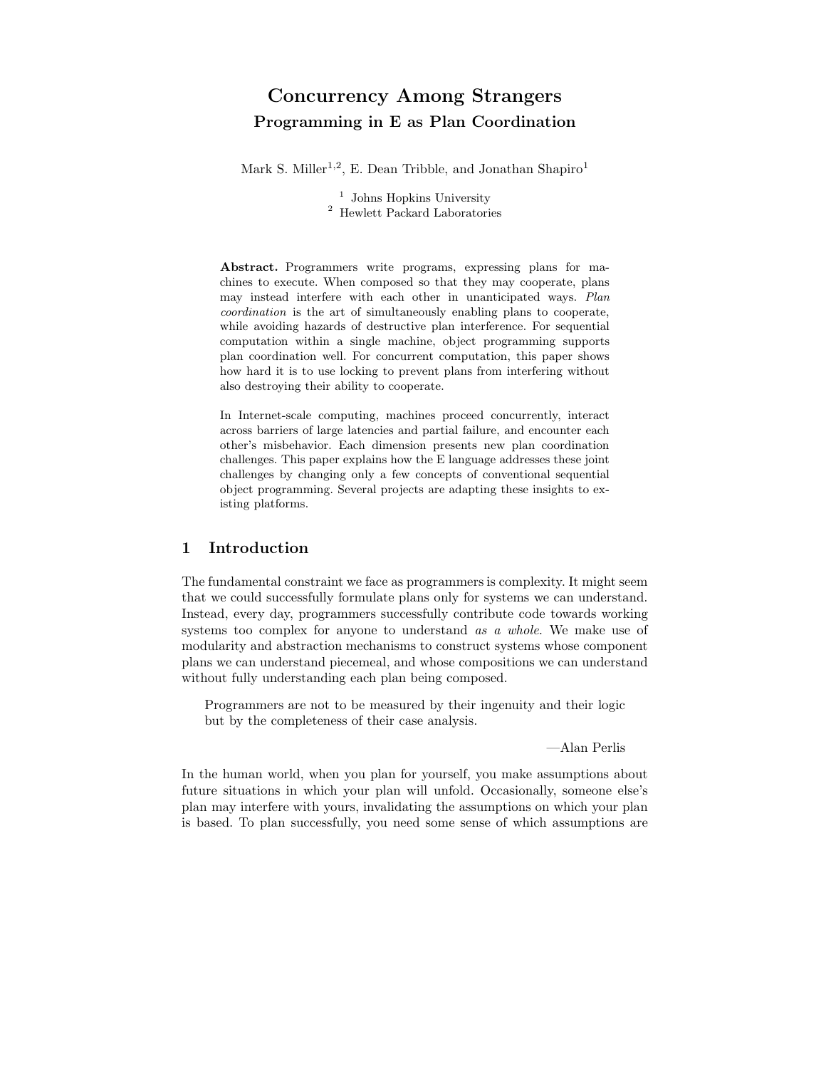# Concurrency Among Strangers

## Programming in E as Plan Coordination

Mark S. Miller[1,2], E. Dean Tribble, and Jonathan Shapiro[1]

[1] Johns Hopkins University
[2] Hewlett Packard Laboratories

**Abstract.** Programmers write programs, expressing plans for machines to execute. When composed so that they may cooperate, plans may instead interfere with each other in unanticipated ways. *Plan coordination* is the art of simultaneously enabling plans to cooperate, while avoiding hazards of destructive plan interference. For sequential computation within a single machine, object programming supports plan coordination well. For concurrent computation, this paper shows how hard it is to use locking to prevent plans from interfering without also destroying their ability to cooperate.

In Internet-scale computing, machines proceed concurrently, interact across barriers of large latencies and partial failure, and encounter each other's misbehavior. Each dimension presents new plan coordination challenges. This paper explains how the E language addresses these joint challenges by changing only a few concepts of conventional sequential object programming. Several projects are adapting these insights to existing platforms.

## 1 Introduction

The fundamental constraint we face as programmers is complexity. It might seem that we could successfully formulate plans only for systems we can understand. Instead, every day, programmers successfully contribute code towards working systems too complex for anyone to understand *as a whole*. We make use of modularity and abstraction mechanisms to construct systems whose component plans we can understand piecemeal, and whose compositions we can understand without fully understanding each plan being composed.

> Programmers are not to be measured by their ingenuity and their logic but by the completeness of their case analysis.
>
> —Alan Perlis

In the human world, when you plan for yourself, you make assumptions about future situations in which your plan will unfold. Occasionally, someone else's plan may interfere with yours, invalidating the assumptions on which your plan is based. To plan successfully, you need some sense of which assumptions are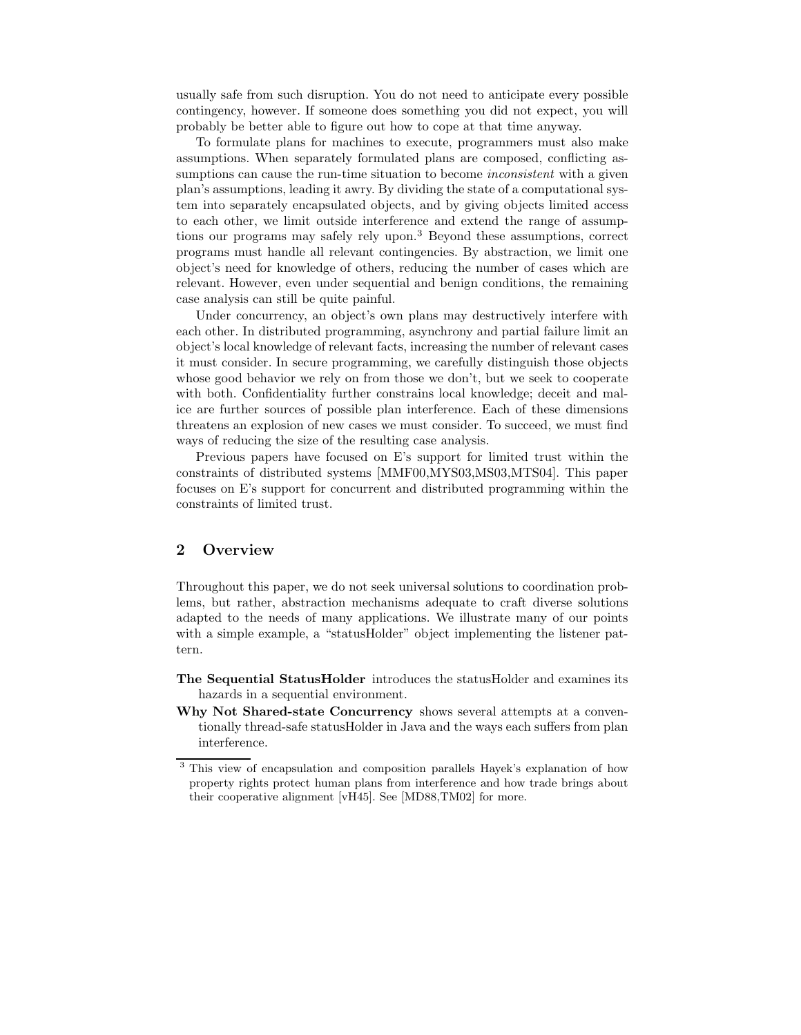usually safe from such disruption. You do not need to anticipate every possible contingency, however. If someone does something you did not expect, you will probably be better able to figure out how to cope at that time anyway.

To formulate plans for machines to execute, programmers must also make assumptions. When separately formulated plans are composed, conflicting assumptions can cause the run-time situation to become *inconsistent* with a given plan's assumptions, leading it awry. By dividing the state of a computational system into separately encapsulated objects, and by giving objects limited access to each other, we limit outside interference and extend the range of assumptions our programs may safely rely upon.[3] Beyond these assumptions, correct programs must handle all relevant contingencies. By abstraction, we limit one object's need for knowledge of others, reducing the number of cases which are relevant. However, even under sequential and benign conditions, the remaining case analysis can still be quite painful.

Under concurrency, an object's own plans may destructively interfere with each other. In distributed programming, asynchrony and partial failure limit an object's local knowledge of relevant facts, increasing the number of relevant cases it must consider. In secure programming, we carefully distinguish those objects whose good behavior we rely on from those we don't, but we seek to cooperate with both. Confidentiality further constrains local knowledge; deceit and malice are further sources of possible plan interference. Each of these dimensions threatens an explosion of new cases we must consider. To succeed, we must find ways of reducing the size of the resulting case analysis.

Previous papers have focused on E's support for limited trust within the constraints of distributed systems [MMF00,MYS03,MS03,MTS04]. This paper focuses on E's support for concurrent and distributed programming within the constraints of limited trust.

## 2 Overview

Throughout this paper, we do not seek universal solutions to coordination problems, but rather, abstraction mechanisms adequate to craft diverse solutions adapted to the needs of many applications. We illustrate many of our points with a simple example, a "statusHolder" object implementing the listener pattern.

- **The Sequential StatusHolder** introduces the statusHolder and examines its hazards in a sequential environment.
- **Why Not Shared-state Concurrency** shows several attempts at a conventionally thread-safe statusHolder in Java and the ways each suffers from plan interference.

[3] This view of encapsulation and composition parallels Hayek's explanation of how property rights protect human plans from interference and how trade brings about their cooperative alignment [vH45]. See [MD88,TM02] for more.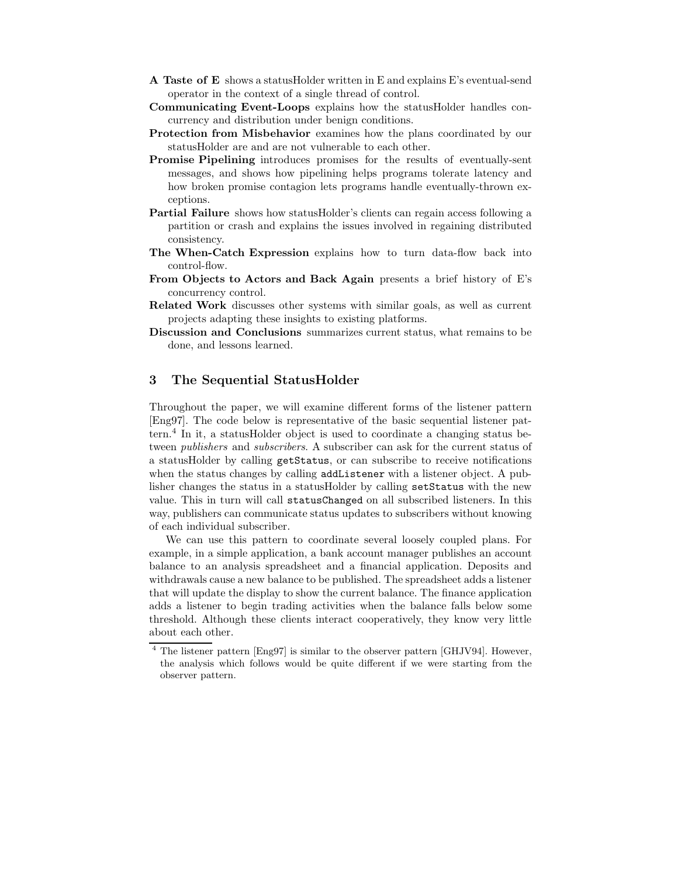- **A Taste of E** shows a statusHolder written in E and explains E's eventual-send operator in the context of a single thread of control.
- **Communicating Event-Loops** explains how the statusHolder handles concurrency and distribution under benign conditions.
- **Protection from Misbehavior** examines how the plans coordinated by our statusHolder are and are not vulnerable to each other.
- **Promise Pipelining** introduces promises for the results of eventually-sent messages, and shows how pipelining helps programs tolerate latency and how broken promise contagion lets programs handle eventually-thrown exceptions.
- **Partial Failure** shows how statusHolder's clients can regain access following a partition or crash and explains the issues involved in regaining distributed consistency.
- **The When-Catch Expression** explains how to turn data-flow back into control-flow.
- **From Objects to Actors and Back Again** presents a brief history of E's concurrency control.
- **Related Work** discusses other systems with similar goals, as well as current projects adapting these insights to existing platforms.
- **Discussion and Conclusions** summarizes current status, what remains to be done, and lessons learned.

## 3 The Sequential StatusHolder

Throughout the paper, we will examine different forms of the listener pattern [Eng97]. The code below is representative of the basic sequential listener pattern.[4] In it, a statusHolder object is used to coordinate a changing status between *publishers* and *subscribers*. A subscriber can ask for the current status of a statusHolder by calling `getStatus`, or can subscribe to receive notifications when the status changes by calling `addListener` with a listener object. A publisher changes the status in a statusHolder by calling `setStatus` with the new value. This in turn will call `statusChanged` on all subscribed listeners. In this way, publishers can communicate status updates to subscribers without knowing of each individual subscriber.

We can use this pattern to coordinate several loosely coupled plans. For example, in a simple application, a bank account manager publishes an account balance to an analysis spreadsheet and a financial application. Deposits and withdrawals cause a new balance to be published. The spreadsheet adds a listener that will update the display to show the current balance. The finance application adds a listener to begin trading activities when the balance falls below some threshold. Although these clients interact cooperatively, they know very little about each other.

---

[4] The listener pattern [Eng97] is similar to the observer pattern [GHJV94]. However, the analysis which follows would be quite different if we were starting from the observer pattern.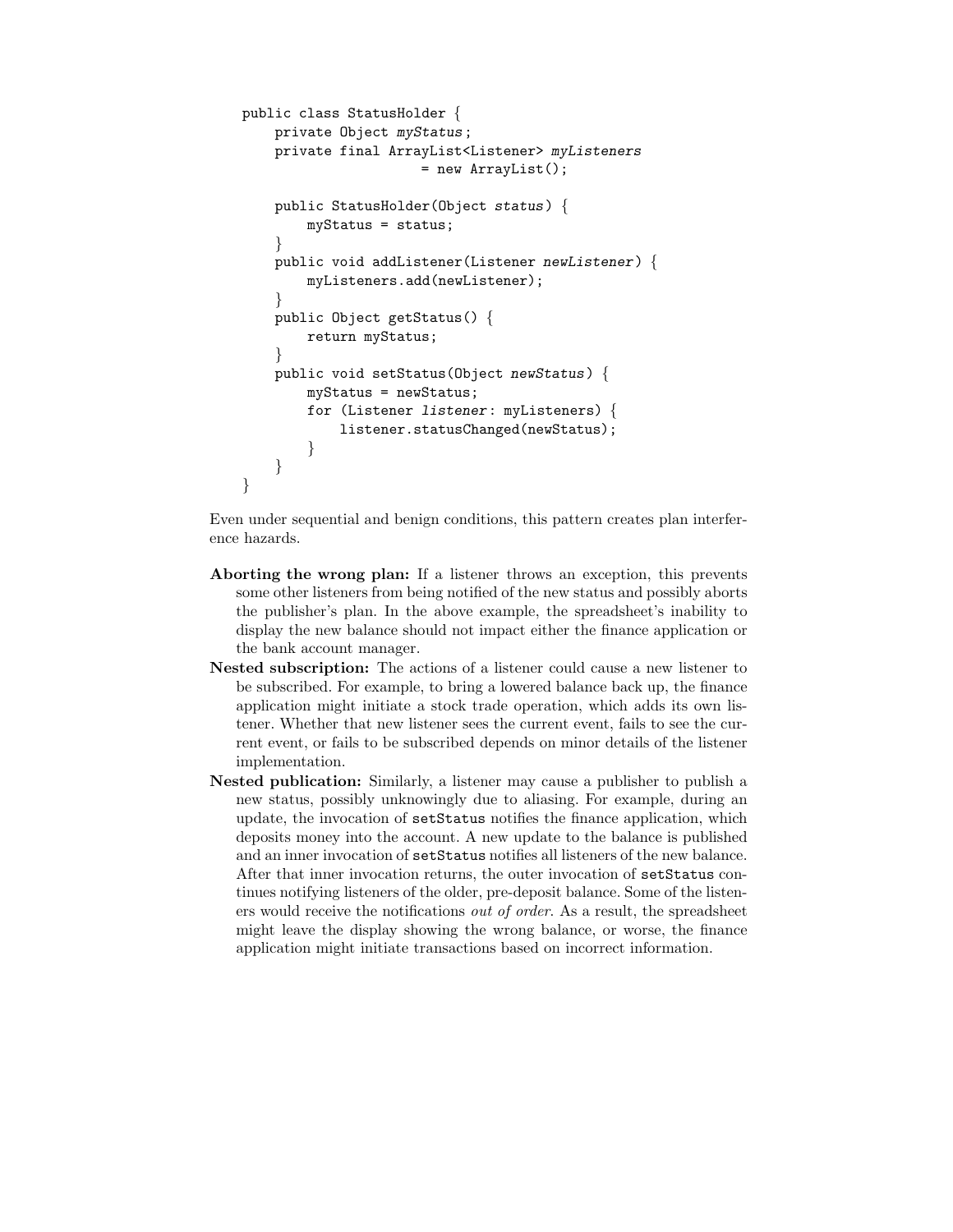```java
public class StatusHolder {
    private Object myStatus;
    private final ArrayList<Listener> myListeners
                    = new ArrayList();

    public StatusHolder(Object status) {
        myStatus = status;
    }
    public void addListener(Listener newListener) {
        myListeners.add(newListener);
    }
    public Object getStatus() {
        return myStatus;
    }
    public void setStatus(Object newStatus) {
        myStatus = newStatus;
        for (Listener listener: myListeners) {
            listener.statusChanged(newStatus);
        }
    }
}
```

Even under sequential and benign conditions, this pattern creates plan interference hazards.

**Aborting the wrong plan:** If a listener throws an exception, this prevents some other listeners from being notified of the new status and possibly aborts the publisher's plan. In the above example, the spreadsheet's inability to display the new balance should not impact either the finance application or the bank account manager.

**Nested subscription:** The actions of a listener could cause a new listener to be subscribed. For example, to bring a lowered balance back up, the finance application might initiate a stock trade operation, which adds its own listener. Whether that new listener sees the current event, fails to see the current event, or fails to be subscribed depends on minor details of the listener implementation.

**Nested publication:** Similarly, a listener may cause a publisher to publish a new status, possibly unknowingly due to aliasing. For example, during an update, the invocation of `setStatus` notifies the finance application, which deposits money into the account. A new update to the balance is published and an inner invocation of `setStatus` notifies all listeners of the new balance. After that inner invocation returns, the outer invocation of `setStatus` continues notifying listeners of the older, pre-deposit balance. Some of the listeners would receive the notifications *out of order*. As a result, the spreadsheet might leave the display showing the wrong balance, or worse, the finance application might initiate transactions based on incorrect information.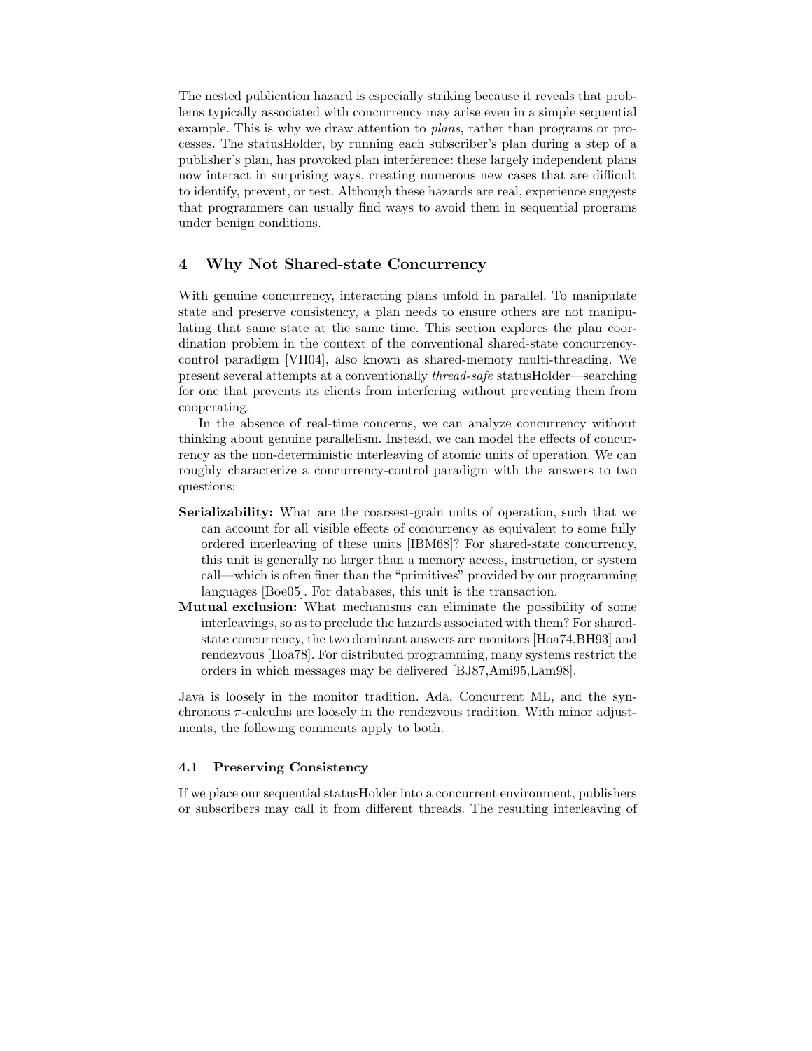The nested publication hazard is especially striking because it reveals that problems typically associated with concurrency may arise even in a simple sequential example. This is why we draw attention to *plans*, rather than programs or processes. The statusHolder, by running each subscriber's plan during a step of a publisher's plan, has provoked plan interference: these largely independent plans now interact in surprising ways, creating numerous new cases that are difficult to identify, prevent, or test. Although these hazards are real, experience suggests that programmers can usually find ways to avoid them in sequential programs under benign conditions.

## 4 Why Not Shared-state Concurrency

With genuine concurrency, interacting plans unfold in parallel. To manipulate state and preserve consistency, a plan needs to ensure others are not manipulating that same state at the same time. This section explores the plan coordination problem in the context of the conventional shared-state concurrency-control paradigm [VH04], also known as shared-memory multi-threading. We present several attempts at a conventionally *thread-safe* statusHolder—searching for one that prevents its clients from interfering without preventing them from cooperating.

In the absence of real-time concerns, we can analyze concurrency without thinking about genuine parallelism. Instead, we can model the effects of concurrency as the non-deterministic interleaving of atomic units of operation. We can roughly characterize a concurrency-control paradigm with the answers to two questions:

- **Serializability:** What are the coarsest-grain units of operation, such that we can account for all visible effects of concurrency as equivalent to some fully ordered interleaving of these units [IBM68]? For shared-state concurrency, this unit is generally no larger than a memory access, instruction, or system call—which is often finer than the "primitives" provided by our programming languages [Boe05]. For databases, this unit is the transaction.
- **Mutual exclusion:** What mechanisms can eliminate the possibility of some interleavings, so as to preclude the hazards associated with them? For shared-state concurrency, the two dominant answers are monitors [Hoa74,BH93] and rendezvous [Hoa78]. For distributed programming, many systems restrict the orders in which messages may be delivered [BJ87,Ami95,Lam98].

Java is loosely in the monitor tradition. Ada, Concurrent ML, and the synchronous $\pi$-calculus are loosely in the rendezvous tradition. With minor adjustments, the following comments apply to both.

### 4.1 Preserving Consistency

If we place our sequential statusHolder into a concurrent environment, publishers or subscribers may call it from different threads. The resulting interleaving of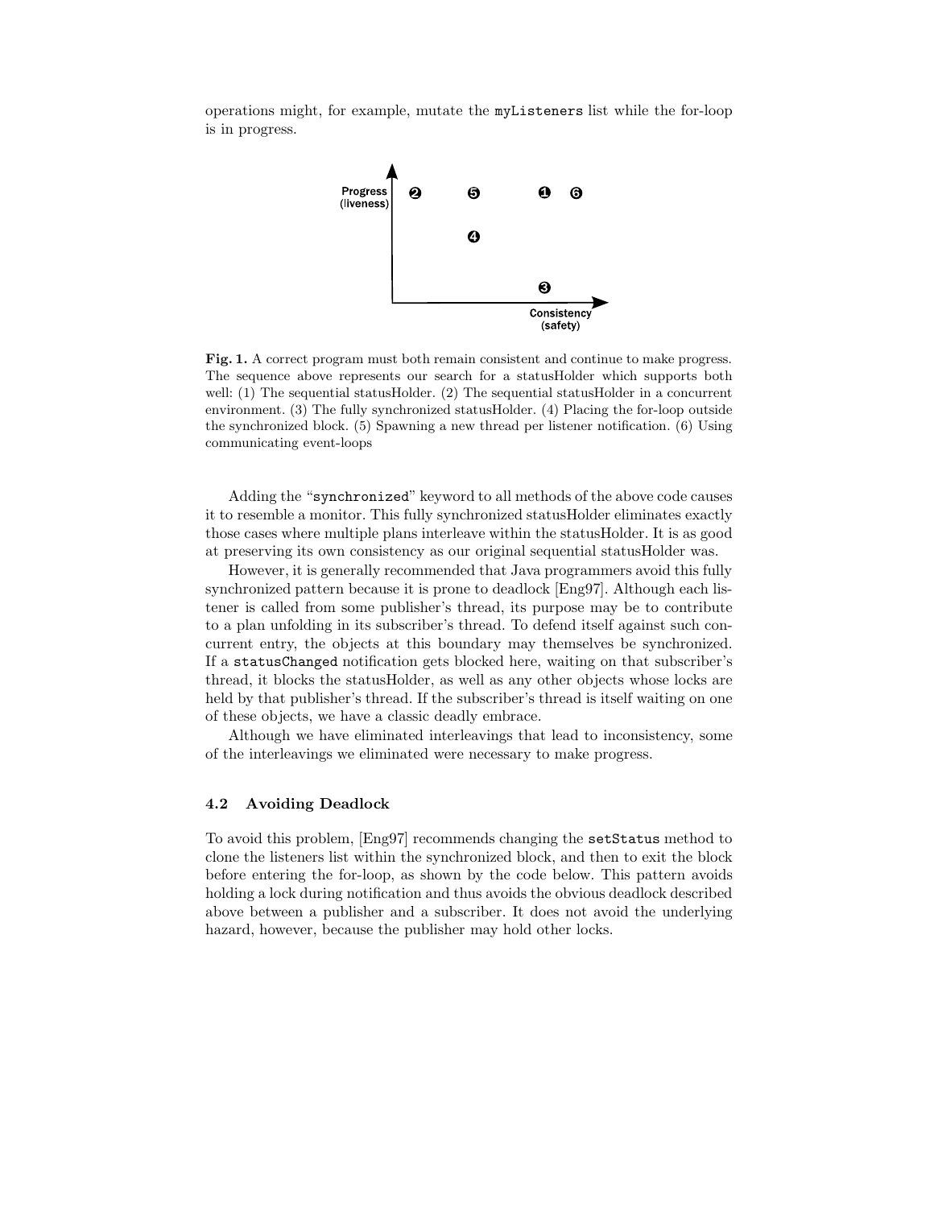operations might, for example, mutate the `myListeners` list while the for-loop is in progress.

**Fig. 1.** A correct program must both remain consistent and continue to make progress. The sequence above represents our search for a statusHolder which supports both well: (1) The sequential statusHolder. (2) The sequential statusHolder in a concurrent environment. (3) The fully synchronized statusHolder. (4) Placing the for-loop outside the synchronized block. (5) Spawning a new thread per listener notification. (6) Using communicating event-loops

Adding the "`synchronized`" keyword to all methods of the above code causes it to resemble a monitor. This fully synchronized statusHolder eliminates exactly those cases where multiple plans interleave within the statusHolder. It is as good at preserving its own consistency as our original sequential statusHolder was.

However, it is generally recommended that Java programmers avoid this fully synchronized pattern because it is prone to deadlock [Eng97]. Although each listener is called from some publisher's thread, its purpose may be to contribute to a plan unfolding in its subscriber's thread. To defend itself against such concurrent entry, the objects at this boundary may themselves be synchronized. If a `statusChanged` notification gets blocked here, waiting on that subscriber's thread, it blocks the statusHolder, as well as any other objects whose locks are held by that publisher's thread. If the subscriber's thread is itself waiting on one of these objects, we have a classic deadly embrace.

Although we have eliminated interleavings that lead to inconsistency, some of the interleavings we eliminated were necessary to make progress.

### 4.2 Avoiding Deadlock

To avoid this problem, [Eng97] recommends changing the `setStatus` method to clone the listeners list within the synchronized block, and then to exit the block before entering the for-loop, as shown by the code below. This pattern avoids holding a lock during notification and thus avoids the obvious deadlock described above between a publisher and a subscriber. It does not avoid the underlying hazard, however, because the publisher may hold other locks.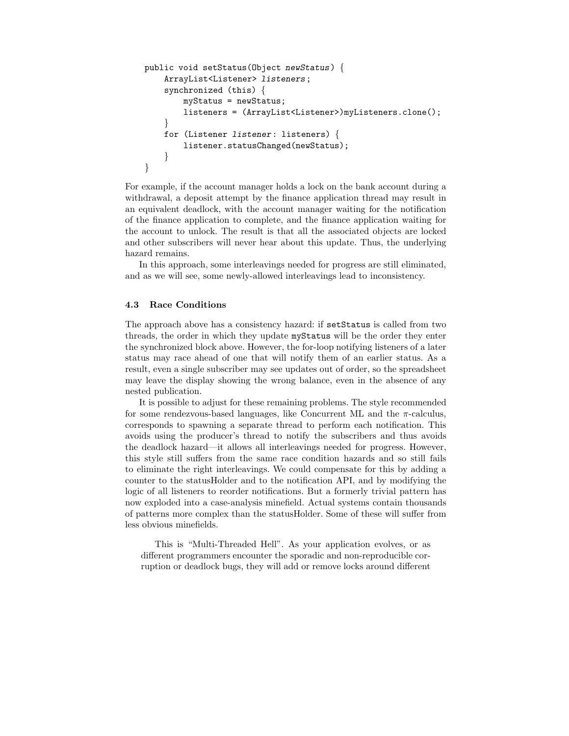```
public void setStatus(Object newStatus) {
    ArrayList<Listener> listeners;
    synchronized (this) {
        myStatus = newStatus;
        listeners = (ArrayList<Listener>)myListeners.clone();
    }
    for (Listener listener: listeners) {
        listener.statusChanged(newStatus);
    }
}
```

For example, if the account manager holds a lock on the bank account during a withdrawal, a deposit attempt by the finance application thread may result in an equivalent deadlock, with the account manager waiting for the notification of the finance application to complete, and the finance application waiting for the account to unlock. The result is that all the associated objects are locked and other subscribers will never hear about this update. Thus, the underlying hazard remains.

In this approach, some interleavings needed for progress are still eliminated, and as we will see, some newly-allowed interleavings lead to inconsistency.

### 4.3 Race Conditions

The approach above has a consistency hazard: if `setStatus` is called from two threads, the order in which they update `myStatus` will be the order they enter the synchronized block above. However, the for-loop notifying listeners of a later status may race ahead of one that will notify them of an earlier status. As a result, even a single subscriber may see updates out of order, so the spreadsheet may leave the display showing the wrong balance, even in the absence of any nested publication.

It is possible to adjust for these remaining problems. The style recommended for some rendezvous-based languages, like Concurrent ML and the $\pi$-calculus, corresponds to spawning a separate thread to perform each notification. This avoids using the producer's thread to notify the subscribers and thus avoids the deadlock hazard—it allows all interleavings needed for progress. However, this style still suffers from the same race condition hazards and so still fails to eliminate the right interleavings. We could compensate for this by adding a counter to the statusHolder and to the notification API, and by modifying the logic of all listeners to reorder notifications. But a formerly trivial pattern has now exploded into a case-analysis minefield. Actual systems contain thousands of patterns more complex than the statusHolder. Some of these will suffer from less obvious minefields.

> This is "Multi-Threaded Hell". As your application evolves, or as different programmers encounter the sporadic and non-reproducible corruption or deadlock bugs, they will add or remove locks around different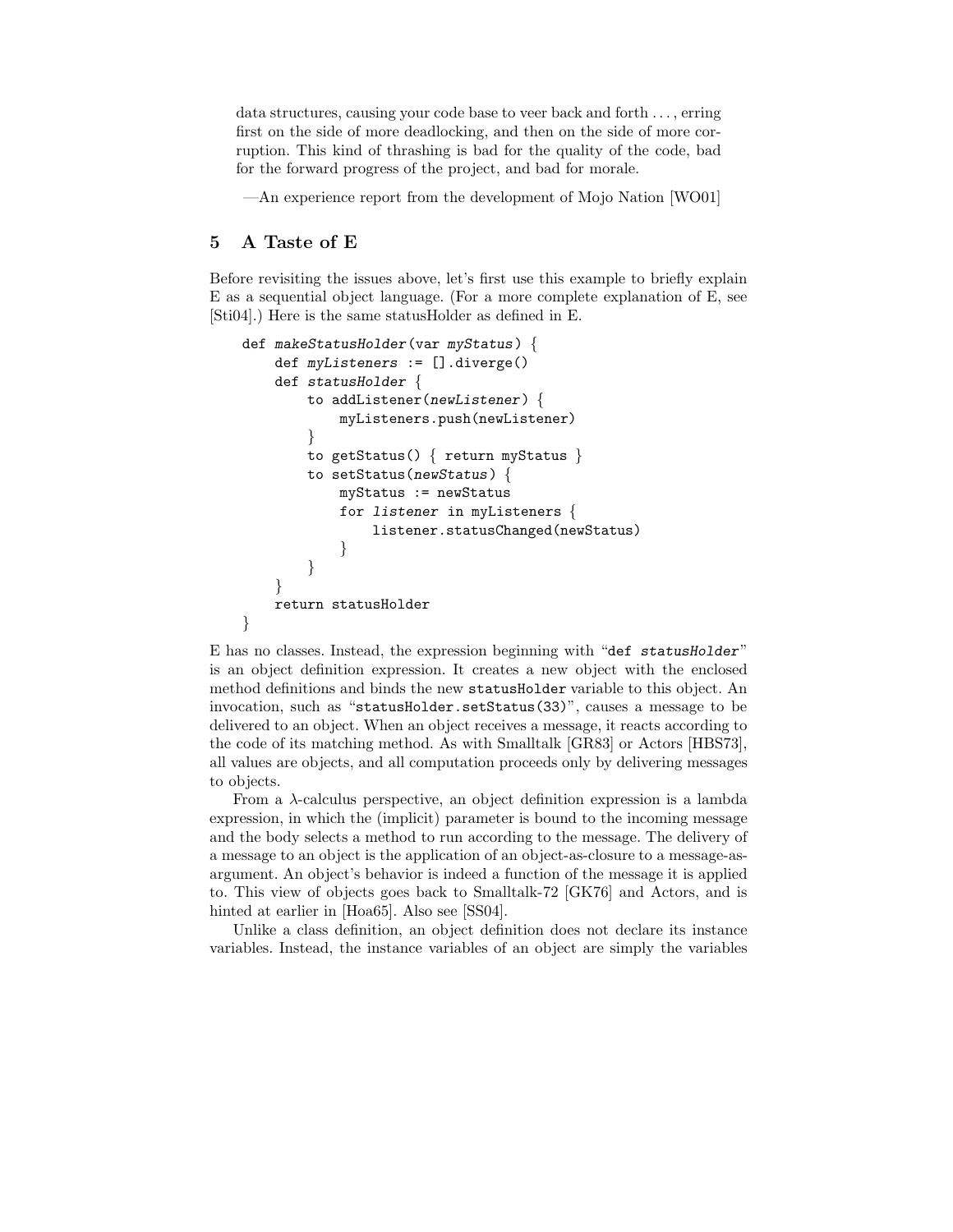data structures, causing your code base to veer back and forth . . . , erring first on the side of more deadlocking, and then on the side of more corruption. This kind of thrashing is bad for the quality of the code, bad for the forward progress of the project, and bad for morale.

—An experience report from the development of Mojo Nation [WO01]

## 5 A Taste of E

Before revisiting the issues above, let's first use this example to briefly explain E as a sequential object language. (For a more complete explanation of E, see [Sti04].) Here is the same statusHolder as defined in E.

```
def makeStatusHolder(var myStatus) {
    def myListeners := [].diverge()
    def statusHolder {
        to addListener(newListener) {
            myListeners.push(newListener)
        }
        to getStatus() { return myStatus }
        to setStatus(newStatus) {
            myStatus := newStatus
            for listener in myListeners {
                listener.statusChanged(newStatus)
            }
        }
    }
    return statusHolder
}
```

E has no classes. Instead, the expression beginning with "`def statusHolder`" is an object definition expression. It creates a new object with the enclosed method definitions and binds the new `statusHolder` variable to this object. An invocation, such as "`statusHolder.setStatus(33)`", causes a message to be delivered to an object. When an object receives a message, it reacts according to the code of its matching method. As with Smalltalk [GR83] or Actors [HBS73], all values are objects, and all computation proceeds only by delivering messages to objects.

From a $\lambda$-calculus perspective, an object definition expression is a lambda expression, in which the (implicit) parameter is bound to the incoming message and the body selects a method to run according to the message. The delivery of a message to an object is the application of an object-as-closure to a message-as-argument. An object's behavior is indeed a function of the message it is applied to. This view of objects goes back to Smalltalk-72 [GK76] and Actors, and is hinted at earlier in [Hoa65]. Also see [SS04].

Unlike a class definition, an object definition does not declare its instance variables. Instead, the instance variables of an object are simply the variables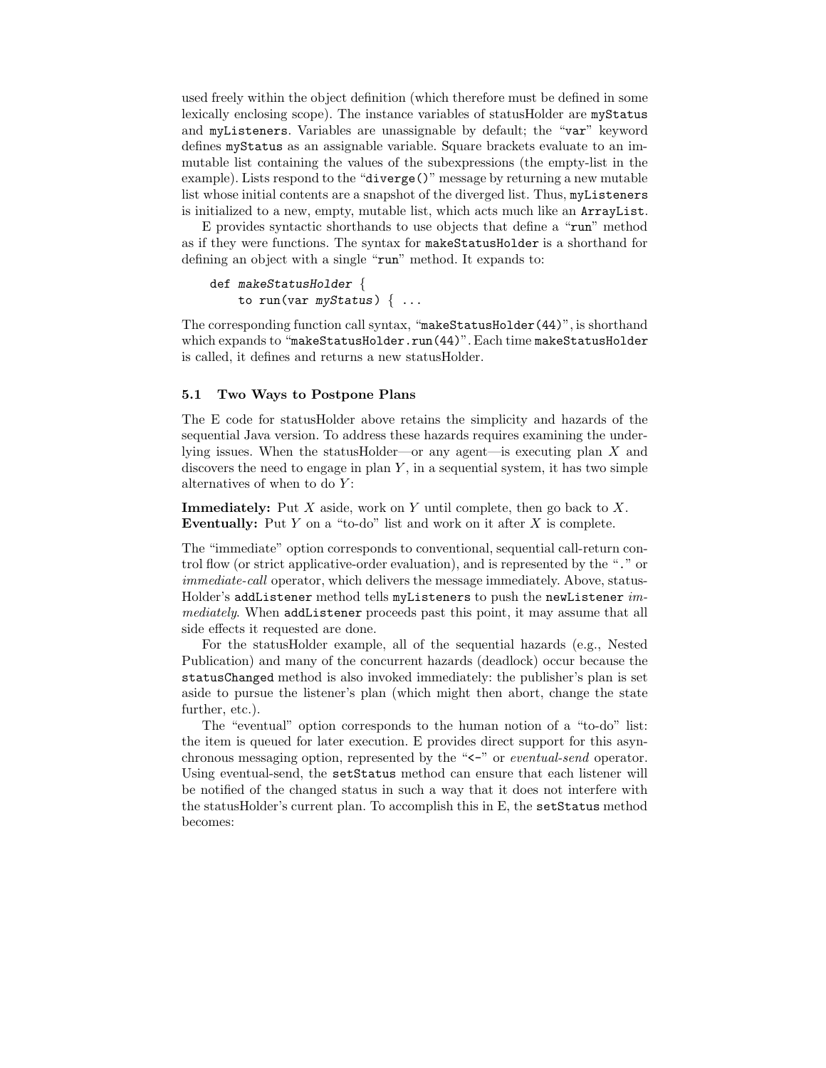used freely within the object definition (which therefore must be defined in some lexically enclosing scope). The instance variables of statusHolder are `myStatus` and `myListeners`. Variables are unassignable by default; the "`var`" keyword defines `myStatus` as an assignable variable. Square brackets evaluate to an immutable list containing the values of the subexpressions (the empty-list in the example). Lists respond to the "`diverge()`" message by returning a new mutable list whose initial contents are a snapshot of the diverged list. Thus, `myListeners` is initialized to a new, empty, mutable list, which acts much like an `ArrayList`.

E provides syntactic shorthands to use objects that define a "`run`" method as if they were functions. The syntax for `makeStatusHolder` is a shorthand for defining an object with a single "`run`" method. It expands to:

```
def makeStatusHolder {
    to run(var myStatus) { ...
```

The corresponding function call syntax, "`makeStatusHolder(44)`", is shorthand which expands to "`makeStatusHolder.run(44)`". Each time `makeStatusHolder` is called, it defines and returns a new statusHolder.

### 5.1 Two Ways to Postpone Plans

The E code for statusHolder above retains the simplicity and hazards of the sequential Java version. To address these hazards requires examining the underlying issues. When the statusHolder—or any agent—is executing plan $X$ and discovers the need to engage in plan $Y$, in a sequential system, it has two simple alternatives of when to do $Y$:

**Immediately:** Put $X$ aside, work on $Y$ until complete, then go back to $X$.
**Eventually:** Put $Y$ on a "to-do" list and work on it after $X$ is complete.

The "immediate" option corresponds to conventional, sequential call-return control flow (or strict applicative-order evaluation), and is represented by the "`.`" or *immediate-call* operator, which delivers the message immediately. Above, statusHolder's `addListener` method tells `myListeners` to push the `newListener` *immediately*. When `addListener` proceeds past this point, it may assume that all side effects it requested are done.

For the statusHolder example, all of the sequential hazards (e.g., Nested Publication) and many of the concurrent hazards (deadlock) occur because the `statusChanged` method is also invoked immediately: the publisher's plan is set aside to pursue the listener's plan (which might then abort, change the state further, etc.).

The "eventual" option corresponds to the human notion of a "to-do" list: the item is queued for later execution. E provides direct support for this asynchronous messaging option, represented by the "`<-`" or *eventual-send* operator. Using eventual-send, the `setStatus` method can ensure that each listener will be notified of the changed status in such a way that it does not interfere with the statusHolder's current plan. To accomplish this in E, the `setStatus` method becomes: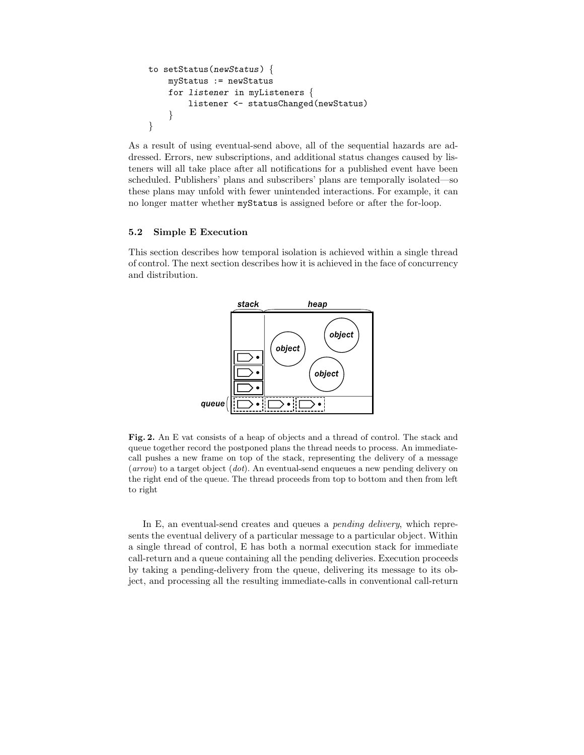```
to setStatus(newStatus) {
    myStatus := newStatus
    for listener in myListeners {
        listener <- statusChanged(newStatus)
    }
}
```

As a result of using eventual-send above, all of the sequential hazards are addressed. Errors, new subscriptions, and additional status changes caused by listeners will all take place after all notifications for a published event have been scheduled. Publishers' plans and subscribers' plans are temporally isolated—so these plans may unfold with fewer unintended interactions. For example, it can no longer matter whether `myStatus` is assigned before or after the for-loop.

### 5.2 Simple E Execution

This section describes how temporal isolation is achieved within a single thread of control. The next section describes how it is achieved in the face of concurrency and distribution.

**Fig. 2.** An E vat consists of a heap of objects and a thread of control. The stack and queue together record the postponed plans the thread needs to process. An immediate-call pushes a new frame on top of the stack, representing the delivery of a message (*arrow*) to a target object (*dot*). An eventual-send enqueues a new pending delivery on the right end of the queue. The thread proceeds from top to bottom and then from left to right

In E, an eventual-send creates and queues a *pending delivery*, which represents the eventual delivery of a particular message to a particular object. Within a single thread of control, E has both a normal execution stack for immediate call-return and a queue containing all the pending deliveries. Execution proceeds by taking a pending-delivery from the queue, delivering its message to its object, and processing all the resulting immediate-calls in conventional call-return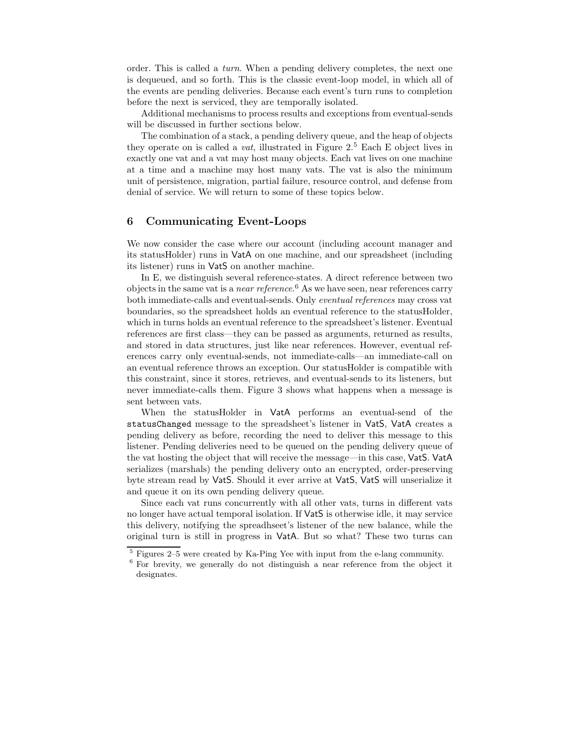order. This is called a *turn*. When a pending delivery completes, the next one is dequeued, and so forth. This is the classic event-loop model, in which all of the events are pending deliveries. Because each event's turn runs to completion before the next is serviced, they are temporally isolated.

Additional mechanisms to process results and exceptions from eventual-sends will be discussed in further sections below.

The combination of a stack, a pending delivery queue, and the heap of objects they operate on is called a *vat*, illustrated in Figure 2.[5] Each E object lives in exactly one vat and a vat may host many objects. Each vat lives on one machine at a time and a machine may host many vats. The vat is also the minimum unit of persistence, migration, partial failure, resource control, and defense from denial of service. We will return to some of these topics below.

## 6 Communicating Event-Loops

We now consider the case where our account (including account manager and its statusHolder) runs in VatA on one machine, and our spreadsheet (including its listener) runs in VatS on another machine.

In E, we distinguish several reference-states. A direct reference between two objects in the same vat is a *near reference*.[6] As we have seen, near references carry both immediate-calls and eventual-sends. Only *eventual references* may cross vat boundaries, so the spreadsheet holds an eventual reference to the statusHolder, which in turns holds an eventual reference to the spreadsheet's listener. Eventual references are first class—they can be passed as arguments, returned as results, and stored in data structures, just like near references. However, eventual references carry only eventual-sends, not immediate-calls—an immediate-call on an eventual reference throws an exception. Our statusHolder is compatible with this constraint, since it stores, retrieves, and eventual-sends to its listeners, but never immediate-calls them. Figure 3 shows what happens when a message is sent between vats.

When the statusHolder in VatA performs an eventual-send of the `statusChanged` message to the spreadsheet's listener in VatS, VatA creates a pending delivery as before, recording the need to deliver this message to this listener. Pending deliveries need to be queued on the pending delivery queue of the vat hosting the object that will receive the message—in this case, VatS. VatA serializes (marshals) the pending delivery onto an encrypted, order-preserving byte stream read by VatS. Should it ever arrive at VatS, VatS will unserialize it and queue it on its own pending delivery queue.

Since each vat runs concurrently with all other vats, turns in different vats no longer have actual temporal isolation. If VatS is otherwise idle, it may service this delivery, notifying the spreadhseet's listener of the new balance, while the original turn is still in progress in VatA. But so what? These two turns can

[5] Figures 2–5 were created by Ka-Ping Yee with input from the e-lang community.

[6] For brevity, we generally do not distinguish a near reference from the object it designates.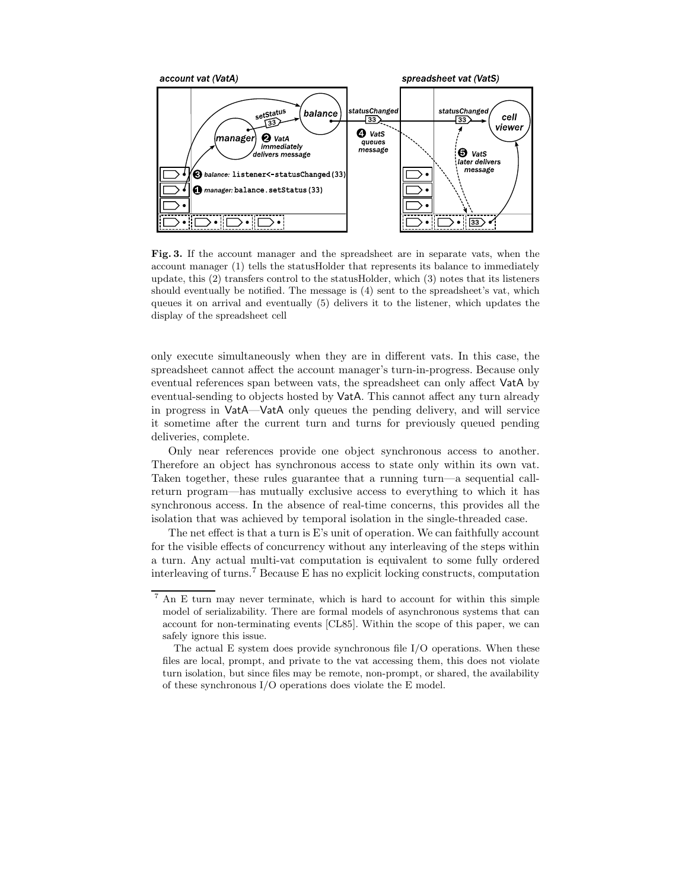**Fig. 3.** If the account manager and the spreadsheet are in separate vats, when the account manager (1) tells the statusHolder that represents its balance to immediately update, this (2) transfers control to the statusHolder, which (3) notes that its listeners should eventually be notified. The message is (4) sent to the spreadsheet's vat, which queues it on arrival and eventually (5) delivers it to the listener, which updates the display of the spreadsheet cell

only execute simultaneously when they are in different vats. In this case, the spreadsheet cannot affect the account manager's turn-in-progress. Because only eventual references span between vats, the spreadsheet can only affect VatA by eventual-sending to objects hosted by VatA. This cannot affect any turn already in progress in VatA—VatA only queues the pending delivery, and will service it sometime after the current turn and turns for previously queued pending deliveries, complete.

Only near references provide one object synchronous access to another. Therefore an object has synchronous access to state only within its own vat. Taken together, these rules guarantee that a running turn—a sequential call-return program—has mutually exclusive access to everything to which it has synchronous access. In the absence of real-time concerns, this provides all the isolation that was achieved by temporal isolation in the single-threaded case.

The net effect is that a turn is E's unit of operation. We can faithfully account for the visible effects of concurrency without any interleaving of the steps within a turn. Any actual multi-vat computation is equivalent to some fully ordered interleaving of turns.[7] Because E has no explicit locking constructs, computation

---

[7] An E turn may never terminate, which is hard to account for within this simple model of serializability. There are formal models of asynchronous systems that can account for non-terminating events [CL85]. Within the scope of this paper, we can safely ignore this issue.

The actual E system does provide synchronous file I/O operations. When these files are local, prompt, and private to the vat accessing them, this does not violate turn isolation, but since files may be remote, non-prompt, or shared, the availability of these synchronous I/O operations does violate the E model.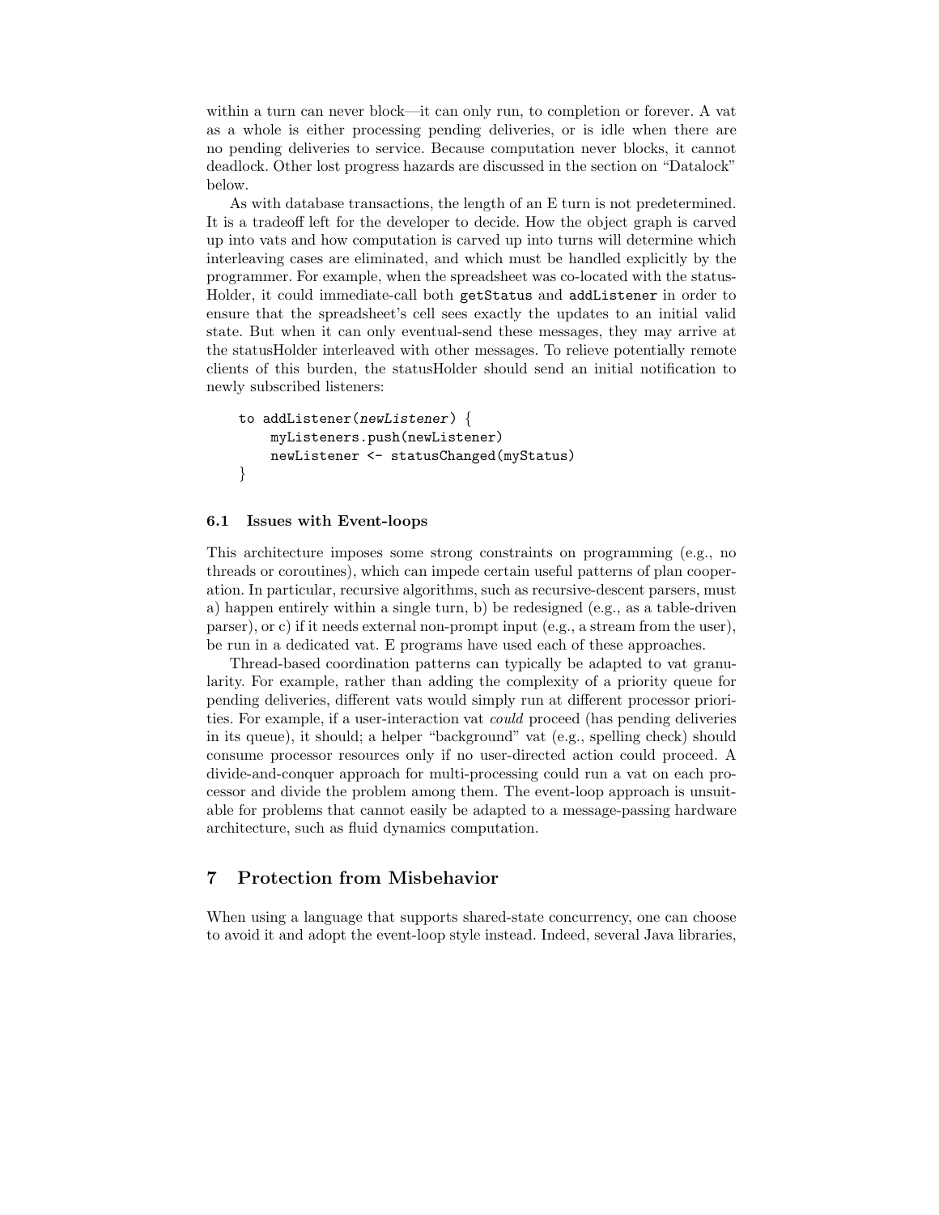within a turn can never block—it can only run, to completion or forever. A vat as a whole is either processing pending deliveries, or is idle when there are no pending deliveries to service. Because computation never blocks, it cannot deadlock. Other lost progress hazards are discussed in the section on "Datalock" below.

As with database transactions, the length of an E turn is not predetermined. It is a tradeoff left for the developer to decide. How the object graph is carved up into vats and how computation is carved up into turns will determine which interleaving cases are eliminated, and which must be handled explicitly by the programmer. For example, when the spreadsheet was co-located with the statusHolder, it could immediate-call both `getStatus` and `addListener` in order to ensure that the spreadsheet's cell sees exactly the updates to an initial valid state. But when it can only eventual-send these messages, they may arrive at the statusHolder interleaved with other messages. To relieve potentially remote clients of this burden, the statusHolder should send an initial notification to newly subscribed listeners:

```
to addListener(newListener) {
    myListeners.push(newListener)
    newListener <- statusChanged(myStatus)
}
```

### 6.1 Issues with Event-loops

This architecture imposes some strong constraints on programming (e.g., no threads or coroutines), which can impede certain useful patterns of plan cooperation. In particular, recursive algorithms, such as recursive-descent parsers, must a) happen entirely within a single turn, b) be redesigned (e.g., as a table-driven parser), or c) if it needs external non-prompt input (e.g., a stream from the user), be run in a dedicated vat. E programs have used each of these approaches.

Thread-based coordination patterns can typically be adapted to vat granularity. For example, rather than adding the complexity of a priority queue for pending deliveries, different vats would simply run at different processor priorities. For example, if a user-interaction vat *could* proceed (has pending deliveries in its queue), it should; a helper "background" vat (e.g., spelling check) should consume processor resources only if no user-directed action could proceed. A divide-and-conquer approach for multi-processing could run a vat on each processor and divide the problem among them. The event-loop approach is unsuitable for problems that cannot easily be adapted to a message-passing hardware architecture, such as fluid dynamics computation.

## 7 Protection from Misbehavior

When using a language that supports shared-state concurrency, one can choose to avoid it and adopt the event-loop style instead. Indeed, several Java libraries,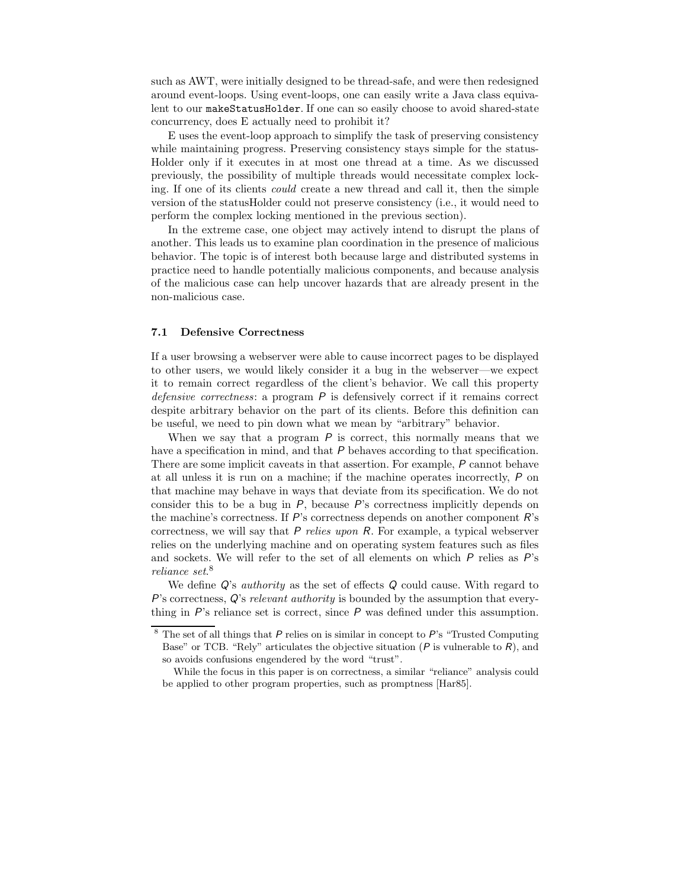such as AWT, were initially designed to be thread-safe, and were then redesigned around event-loops. Using event-loops, one can easily write a Java class equivalent to our `makeStatusHolder`. If one can so easily choose to avoid shared-state concurrency, does E actually need to prohibit it?

E uses the event-loop approach to simplify the task of preserving consistency while maintaining progress. Preserving consistency stays simple for the statusHolder only if it executes in at most one thread at a time. As we discussed previously, the possibility of multiple threads would necessitate complex locking. If one of its clients *could* create a new thread and call it, then the simple version of the statusHolder could not preserve consistency (i.e., it would need to perform the complex locking mentioned in the previous section).

In the extreme case, one object may actively intend to disrupt the plans of another. This leads us to examine plan coordination in the presence of malicious behavior. The topic is of interest both because large and distributed systems in practice need to handle potentially malicious components, and because analysis of the malicious case can help uncover hazards that are already present in the non-malicious case.

### 7.1 Defensive Correctness

If a user browsing a webserver were able to cause incorrect pages to be displayed to other users, we would likely consider it a bug in the webserver—we expect it to remain correct regardless of the client's behavior. We call this property *defensive correctness*: a program $P$ is defensively correct if it remains correct despite arbitrary behavior on the part of its clients. Before this definition can be useful, we need to pin down what we mean by "arbitrary" behavior.

When we say that a program $P$ is correct, this normally means that we have a specification in mind, and that $P$ behaves according to that specification. There are some implicit caveats in that assertion. For example, $P$ cannot behave at all unless it is run on a machine; if the machine operates incorrectly, $P$ on that machine may behave in ways that deviate from its specification. We do not consider this to be a bug in $P$, because $P$'s correctness implicitly depends on the machine's correctness. If $P$'s correctness depends on another component $R$'s correctness, we will say that $P$ *relies upon* $R$. For example, a typical webserver relies on the underlying machine and on operating system features such as files and sockets. We will refer to the set of all elements on which $P$ relies as $P$'s *reliance set*.[8]

We define $Q$'s *authority* as the set of effects $Q$ could cause. With regard to $P$'s correctness, $Q$'s *relevant authority* is bounded by the assumption that everything in $P$'s reliance set is correct, since $P$ was defined under this assumption.

---

[8] The set of all things that $P$ relies on is similar in concept to $P$'s "Trusted Computing Base" or TCB. "Rely" articulates the objective situation ($P$ is vulnerable to $R$), and so avoids confusions engendered by the word "trust".

While the focus in this paper is on correctness, a similar "reliance" analysis could be applied to other program properties, such as promptness [Har85].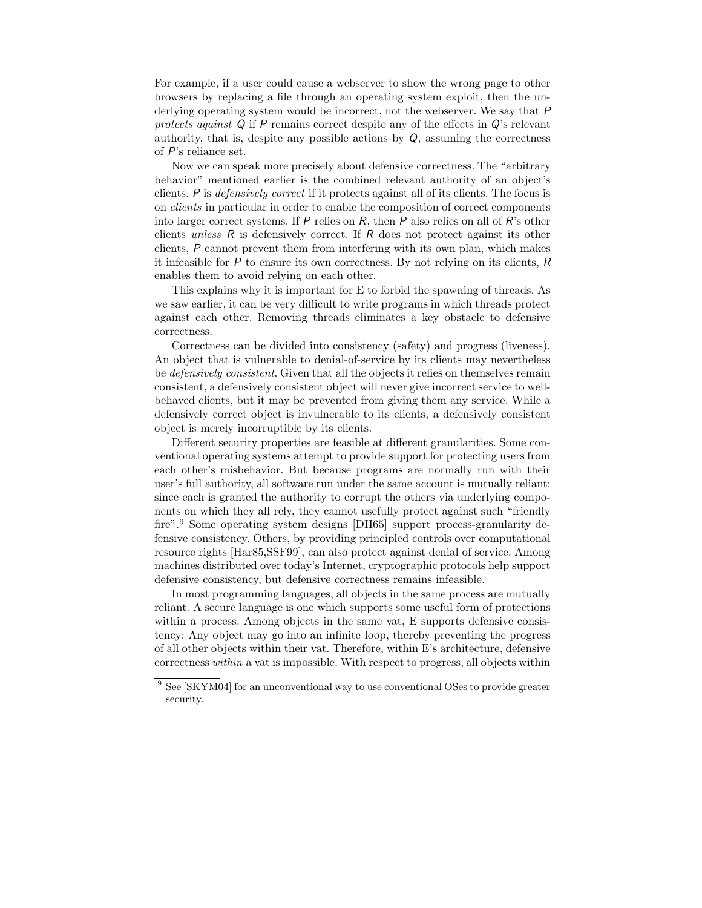For example, if a user could cause a webserver to show the wrong page to other browsers by replacing a file through an operating system exploit, then the underlying operating system would be incorrect, not the webserver. We say that *P* *protects against* *Q* if *P* remains correct despite any of the effects in *Q*'s relevant authority, that is, despite any possible actions by *Q*, assuming the correctness of *P*'s reliance set.

Now we can speak more precisely about defensive correctness. The "arbitrary behavior" mentioned earlier is the combined relevant authority of an object's clients. *P* is *defensively correct* if it protects against all of its clients. The focus is on *clients* in particular in order to enable the composition of correct components into larger correct systems. If *P* relies on *R*, then *P* also relies on all of *R*'s other clients *unless* *R* is defensively correct. If *R* does not protect against its other clients, *P* cannot prevent them from interfering with its own plan, which makes it infeasible for *P* to ensure its own correctness. By not relying on its clients, *R* enables them to avoid relying on each other.

This explains why it is important for E to forbid the spawning of threads. As we saw earlier, it can be very difficult to write programs in which threads protect against each other. Removing threads eliminates a key obstacle to defensive correctness.

Correctness can be divided into consistency (safety) and progress (liveness). An object that is vulnerable to denial-of-service by its clients may nevertheless be *defensively consistent*. Given that all the objects it relies on themselves remain consistent, a defensively consistent object will never give incorrect service to well-behaved clients, but it may be prevented from giving them any service. While a defensively correct object is invulnerable to its clients, a defensively consistent object is merely incorruptible by its clients.

Different security properties are feasible at different granularities. Some conventional operating systems attempt to provide support for protecting users from each other's misbehavior. But because programs are normally run with their user's full authority, all software run under the same account is mutually reliant: since each is granted the authority to corrupt the others via underlying components on which they all rely, they cannot usefully protect against such "friendly fire".[9] Some operating system designs [DH65] support process-granularity defensive consistency. Others, by providing principled controls over computational resource rights [Har85,SSF99], can also protect against denial of service. Among machines distributed over today's Internet, cryptographic protocols help support defensive consistency, but defensive correctness remains infeasible.

In most programming languages, all objects in the same process are mutually reliant. A secure language is one which supports some useful form of protections within a process. Among objects in the same vat, E supports defensive consistency: Any object may go into an infinite loop, thereby preventing the progress of all other objects within their vat. Therefore, within E's architecture, defensive correctness *within* a vat is impossible. With respect to progress, all objects within

[9] See [SKYM04] for an unconventional way to use conventional OSes to provide greater security.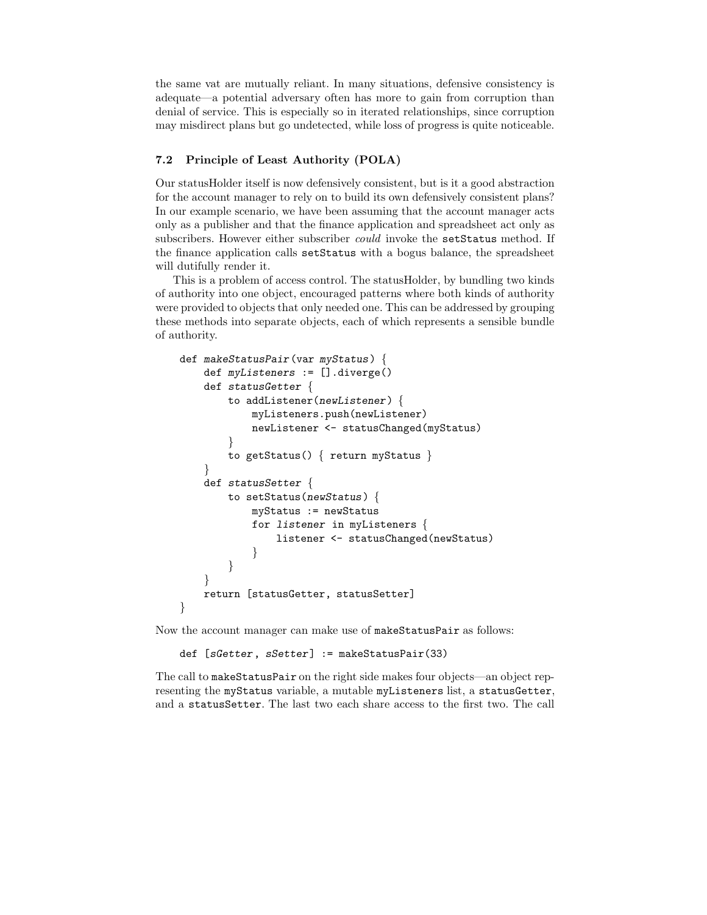the same vat are mutually reliant. In many situations, defensive consistency is adequate—a potential adversary often has more to gain from corruption than denial of service. This is especially so in iterated relationships, since corruption may misdirect plans but go undetected, while loss of progress is quite noticeable.

### 7.2 Principle of Least Authority (POLA)

Our statusHolder itself is now defensively consistent, but is it a good abstraction for the account manager to rely on to build its own defensively consistent plans? In our example scenario, we have been assuming that the account manager acts only as a publisher and that the finance application and spreadsheet act only as subscribers. However either subscriber *could* invoke the `setStatus` method. If the finance application calls `setStatus` with a bogus balance, the spreadsheet will dutifully render it.

This is a problem of access control. The statusHolder, by bundling two kinds of authority into one object, encouraged patterns where both kinds of authority were provided to objects that only needed one. This can be addressed by grouping these methods into separate objects, each of which represents a sensible bundle of authority.

```
def makeStatusPair(var myStatus) {
    def myListeners := [].diverge()
    def statusGetter {
        to addListener(newListener) {
            myListeners.push(newListener)
            newListener <- statusChanged(myStatus)
        }
        to getStatus() { return myStatus }
    }
    def statusSetter {
        to setStatus(newStatus) {
            myStatus := newStatus
            for listener in myListeners {
                listener <- statusChanged(newStatus)
            }
        }
    }
    return [statusGetter, statusSetter]
}
```

Now the account manager can make use of `makeStatusPair` as follows:

```
def [sGetter, sSetter] := makeStatusPair(33)
```

The call to `makeStatusPair` on the right side makes four objects—an object representing the `myStatus` variable, a mutable `myListeners` list, a `statusGetter`, and a `statusSetter`. The last two each share access to the first two. The call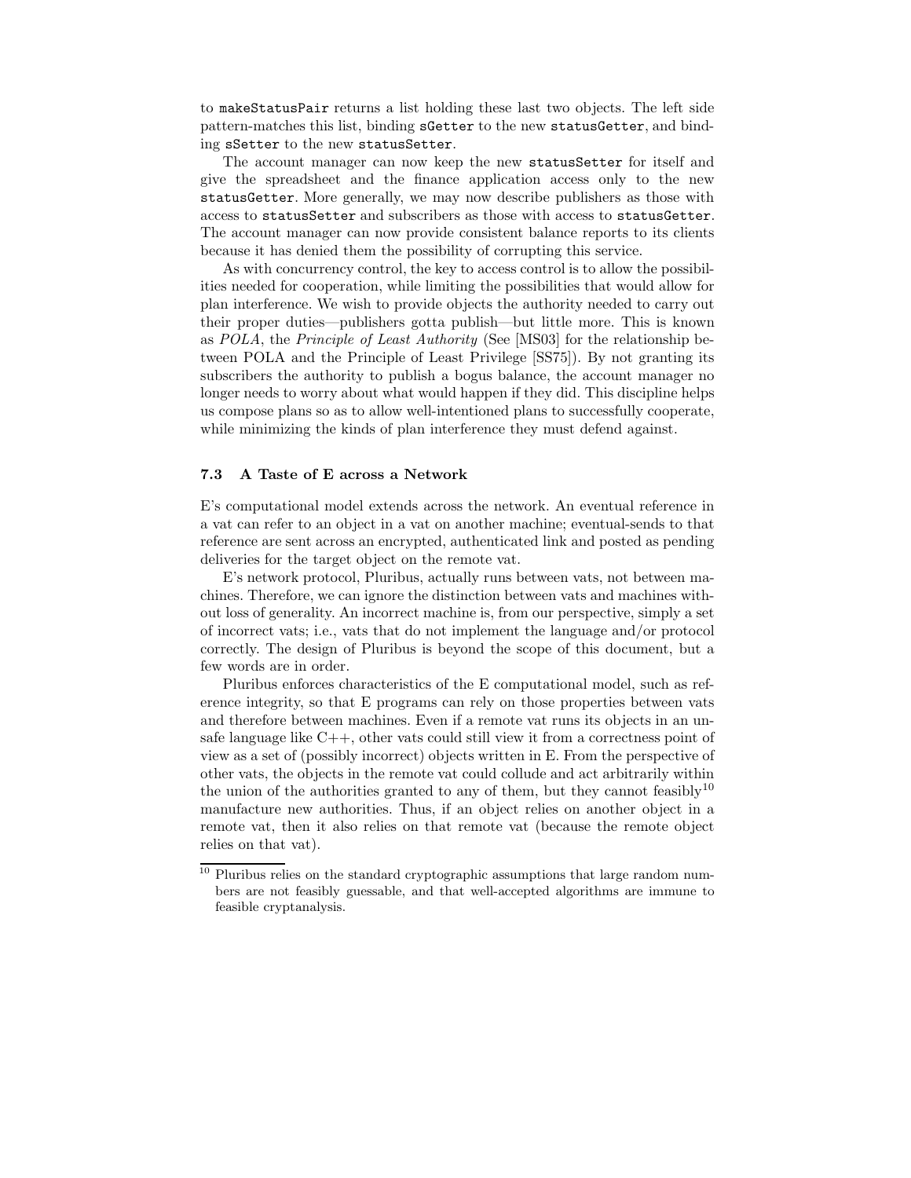to `makeStatusPair` returns a list holding these last two objects. The left side pattern-matches this list, binding `sGetter` to the new `statusGetter`, and binding `sSetter` to the new `statusSetter`.

The account manager can now keep the new `statusSetter` for itself and give the spreadsheet and the finance application access only to the new `statusGetter`. More generally, we may now describe publishers as those with access to `statusSetter` and subscribers as those with access to `statusGetter`. The account manager can now provide consistent balance reports to its clients because it has denied them the possibility of corrupting this service.

As with concurrency control, the key to access control is to allow the possibilities needed for cooperation, while limiting the possibilities that would allow for plan interference. We wish to provide objects the authority needed to carry out their proper duties—publishers gotta publish—but little more. This is known as *POLA*, the *Principle of Least Authority* (See [MS03] for the relationship between POLA and the Principle of Least Privilege [SS75]). By not granting its subscribers the authority to publish a bogus balance, the account manager no longer needs to worry about what would happen if they did. This discipline helps us compose plans so as to allow well-intentioned plans to successfully cooperate, while minimizing the kinds of plan interference they must defend against.

### 7.3 A Taste of E across a Network

E's computational model extends across the network. An eventual reference in a vat can refer to an object in a vat on another machine; eventual-sends to that reference are sent across an encrypted, authenticated link and posted as pending deliveries for the target object on the remote vat.

E's network protocol, Pluribus, actually runs between vats, not between machines. Therefore, we can ignore the distinction between vats and machines without loss of generality. An incorrect machine is, from our perspective, simply a set of incorrect vats; i.e., vats that do not implement the language and/or protocol correctly. The design of Pluribus is beyond the scope of this document, but a few words are in order.

Pluribus enforces characteristics of the E computational model, such as reference integrity, so that E programs can rely on those properties between vats and therefore between machines. Even if a remote vat runs its objects in an unsafe language like C++, other vats could still view it from a correctness point of view as a set of (possibly incorrect) objects written in E. From the perspective of other vats, the objects in the remote vat could collude and act arbitrarily within the union of the authorities granted to any of them, but they cannot feasibly[10] manufacture new authorities. Thus, if an object relies on another object in a remote vat, then it also relies on that remote vat (because the remote object relies on that vat).

[10] Pluribus relies on the standard cryptographic assumptions that large random numbers are not feasibly guessable, and that well-accepted algorithms are immune to feasible cryptanalysis.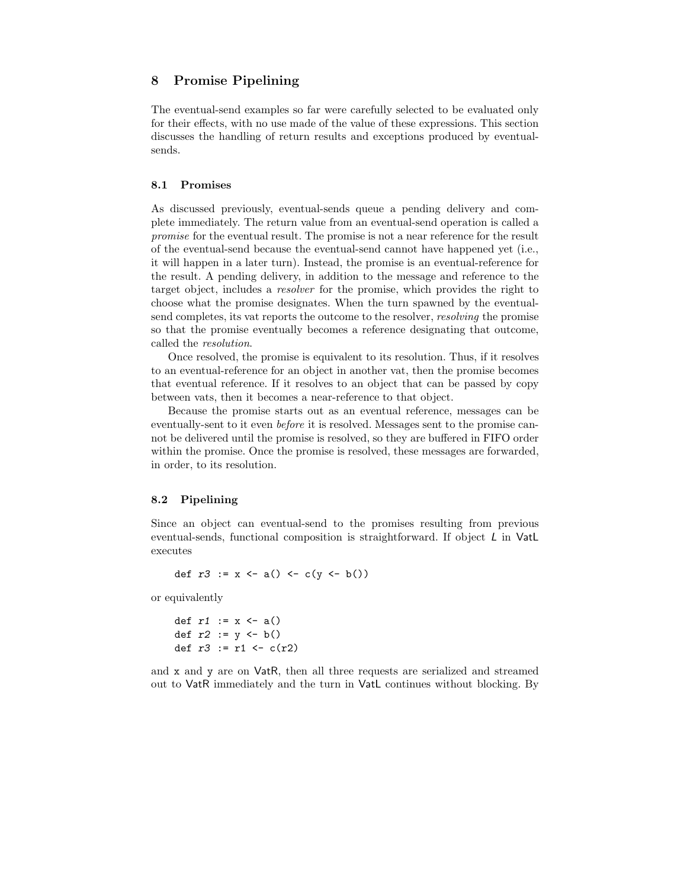## 8 Promise Pipelining

The eventual-send examples so far were carefully selected to be evaluated only for their effects, with no use made of the value of these expressions. This section discusses the handling of return results and exceptions produced by eventual-sends.

### 8.1 Promises

As discussed previously, eventual-sends queue a pending delivery and complete immediately. The return value from an eventual-send operation is called a *promise* for the eventual result. The promise is not a near reference for the result of the eventual-send because the eventual-send cannot have happened yet (i.e., it will happen in a later turn). Instead, the promise is an eventual-reference for the result. A pending delivery, in addition to the message and reference to the target object, includes a *resolver* for the promise, which provides the right to choose what the promise designates. When the turn spawned by the eventual-send completes, its vat reports the outcome to the resolver, *resolving* the promise so that the promise eventually becomes a reference designating that outcome, called the *resolution*.

Once resolved, the promise is equivalent to its resolution. Thus, if it resolves to an eventual-reference for an object in another vat, then the promise becomes that eventual reference. If it resolves to an object that can be passed by copy between vats, then it becomes a near-reference to that object.

Because the promise starts out as an eventual reference, messages can be eventually-sent to it even *before* it is resolved. Messages sent to the promise cannot be delivered until the promise is resolved, so they are buffered in FIFO order within the promise. Once the promise is resolved, these messages are forwarded, in order, to its resolution.

### 8.2 Pipelining

Since an object can eventual-send to the promises resulting from previous eventual-sends, functional composition is straightforward. If object *L* in VatL executes

```
def r3 := x <- a() <- c(y <- b())
```

or equivalently

```
def r1 := x <- a()
def r2 := y <- b()
def r3 := r1 <- c(r2)
```

and x and y are on VatR, then all three requests are serialized and streamed out to VatR immediately and the turn in VatL continues without blocking. By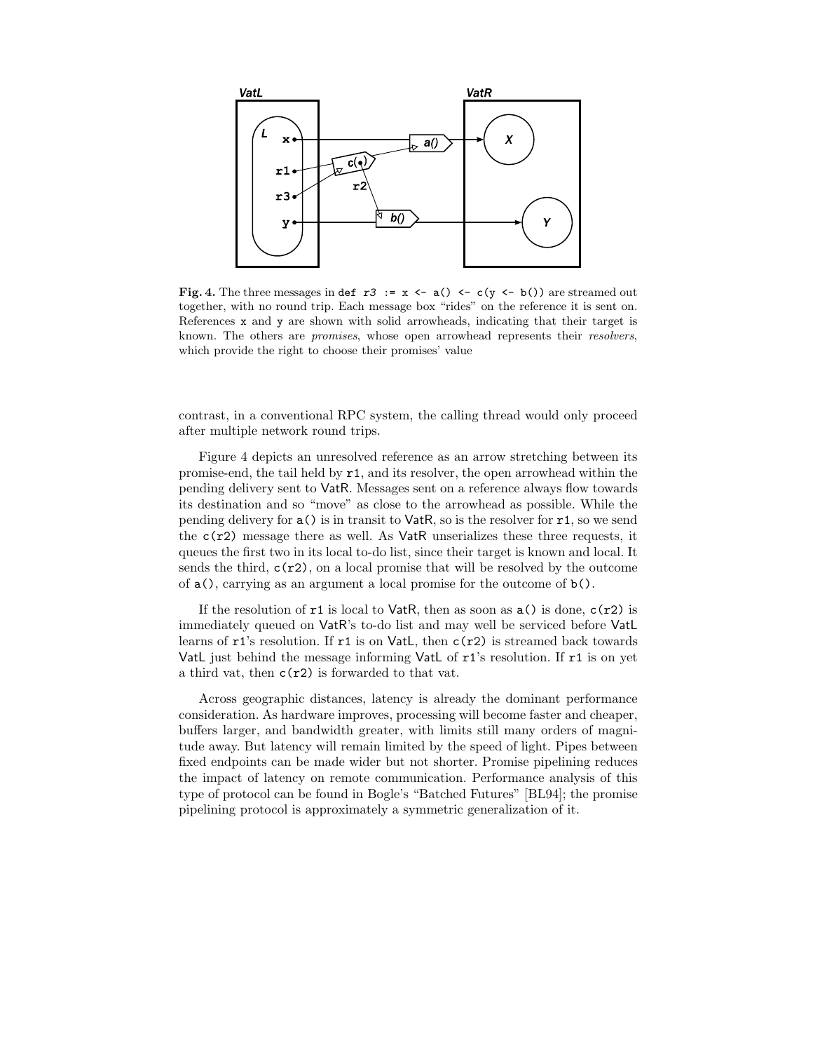**Fig. 4.** The three messages in `def r3 := x <- a() <- c(y <- b())` are streamed out together, with no round trip. Each message box "rides" on the reference it is sent on. References `x` and `y` are shown with solid arrowheads, indicating that their target is known. The others are *promises*, whose open arrowhead represents their *resolvers*, which provide the right to choose their promises' value

contrast, in a conventional RPC system, the calling thread would only proceed after multiple network round trips.

Figure 4 depicts an unresolved reference as an arrow stretching between its promise-end, the tail held by `r1`, and its resolver, the open arrowhead within the pending delivery sent to VatR. Messages sent on a reference always flow towards its destination and so "move" as close to the arrowhead as possible. While the pending delivery for `a()` is in transit to VatR, so is the resolver for `r1`, so we send the `c(r2)` message there as well. As VatR unserializes these three requests, it queues the first two in its local to-do list, since their target is known and local. It sends the third, `c(r2)`, on a local promise that will be resolved by the outcome of `a()`, carrying as an argument a local promise for the outcome of `b()`.

If the resolution of `r1` is local to VatR, then as soon as `a()` is done, `c(r2)` is immediately queued on VatR's to-do list and may well be serviced before VatL learns of `r1`'s resolution. If `r1` is on VatL, then `c(r2)` is streamed back towards VatL just behind the message informing VatL of `r1`'s resolution. If `r1` is on yet a third vat, then `c(r2)` is forwarded to that vat.

Across geographic distances, latency is already the dominant performance consideration. As hardware improves, processing will become faster and cheaper, buffers larger, and bandwidth greater, with limits still many orders of magnitude away. But latency will remain limited by the speed of light. Pipes between fixed endpoints can be made wider but not shorter. Promise pipelining reduces the impact of latency on remote communication. Performance analysis of this type of protocol can be found in Bogle's "Batched Futures" [BL94]; the promise pipelining protocol is approximately a symmetric generalization of it.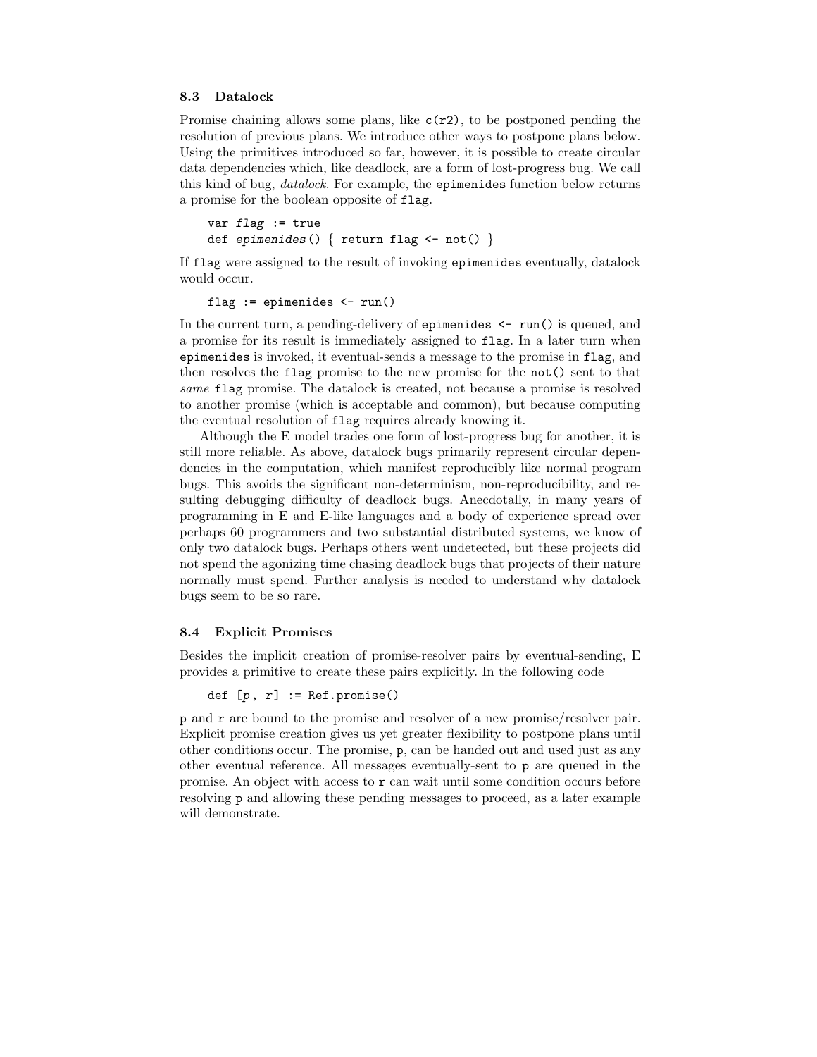### 8.3 Datalock

Promise chaining allows some plans, like `c(r2)`, to be postponed pending the resolution of previous plans. We introduce other ways to postpone plans below. Using the primitives introduced so far, however, it is possible to create circular data dependencies which, like deadlock, are a form of lost-progress bug. We call this kind of bug, *datalock*. For example, the `epimenides` function below returns a promise for the boolean opposite of `flag`.

```
var flag := true
def epimenides() { return flag <- not() }
```

If `flag` were assigned to the result of invoking `epimenides` eventually, datalock would occur.

```
flag := epimenides <- run()
```

In the current turn, a pending-delivery of `epimenides <- run()` is queued, and a promise for its result is immediately assigned to `flag`. In a later turn when `epimenides` is invoked, it eventual-sends a message to the promise in `flag`, and then resolves the `flag` promise to the new promise for the `not()` sent to that *same* `flag` promise. The datalock is created, not because a promise is resolved to another promise (which is acceptable and common), but because computing the eventual resolution of `flag` requires already knowing it.

Although the E model trades one form of lost-progress bug for another, it is still more reliable. As above, datalock bugs primarily represent circular dependencies in the computation, which manifest reproducibly like normal program bugs. This avoids the significant non-determinism, non-reproducibility, and resulting debugging difficulty of deadlock bugs. Anecdotally, in many years of programming in E and E-like languages and a body of experience spread over perhaps 60 programmers and two substantial distributed systems, we know of only two datalock bugs. Perhaps others went undetected, but these projects did not spend the agonizing time chasing deadlock bugs that projects of their nature normally must spend. Further analysis is needed to understand why datalock bugs seem to be so rare.

### 8.4 Explicit Promises

Besides the implicit creation of promise-resolver pairs by eventual-sending, E provides a primitive to create these pairs explicitly. In the following code

```
def [p, r] := Ref.promise()
```

`p` and `r` are bound to the promise and resolver of a new promise/resolver pair. Explicit promise creation gives us yet greater flexibility to postpone plans until other conditions occur. The promise, `p`, can be handed out and used just as any other eventual reference. All messages eventually-sent to `p` are queued in the promise. An object with access to `r` can wait until some condition occurs before resolving `p` and allowing these pending messages to proceed, as a later example will demonstrate.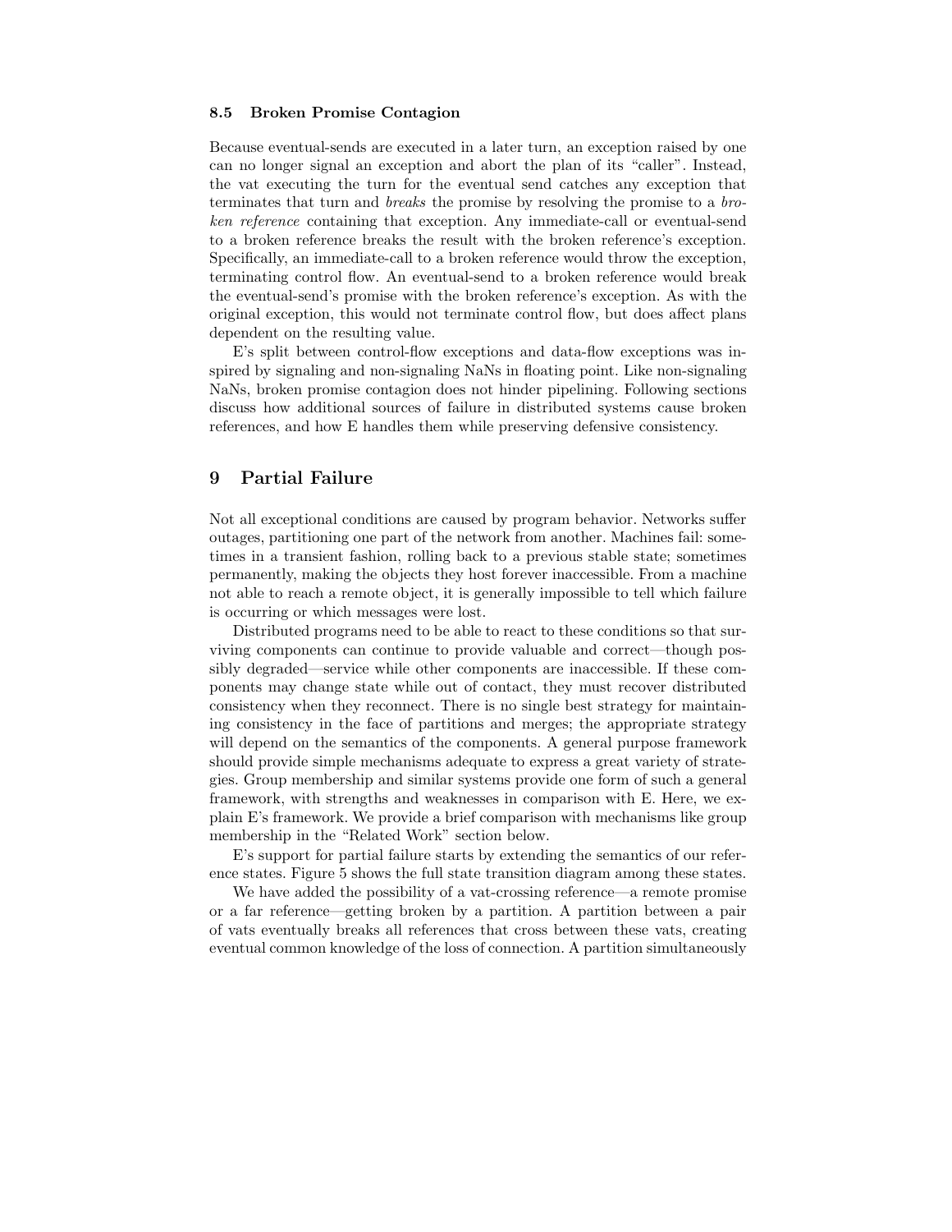### 8.5 Broken Promise Contagion

Because eventual-sends are executed in a later turn, an exception raised by one can no longer signal an exception and abort the plan of its "caller". Instead, the vat executing the turn for the eventual send catches any exception that terminates that turn and *breaks* the promise by resolving the promise to a *broken reference* containing that exception. Any immediate-call or eventual-send to a broken reference breaks the result with the broken reference's exception. Specifically, an immediate-call to a broken reference would throw the exception, terminating control flow. An eventual-send to a broken reference would break the eventual-send's promise with the broken reference's exception. As with the original exception, this would not terminate control flow, but does affect plans dependent on the resulting value.

E's split between control-flow exceptions and data-flow exceptions was inspired by signaling and non-signaling NaNs in floating point. Like non-signaling NaNs, broken promise contagion does not hinder pipelining. Following sections discuss how additional sources of failure in distributed systems cause broken references, and how E handles them while preserving defensive consistency.

## 9 Partial Failure

Not all exceptional conditions are caused by program behavior. Networks suffer outages, partitioning one part of the network from another. Machines fail: sometimes in a transient fashion, rolling back to a previous stable state; sometimes permanently, making the objects they host forever inaccessible. From a machine not able to reach a remote object, it is generally impossible to tell which failure is occurring or which messages were lost.

Distributed programs need to be able to react to these conditions so that surviving components can continue to provide valuable and correct—though possibly degraded—service while other components are inaccessible. If these components may change state while out of contact, they must recover distributed consistency when they reconnect. There is no single best strategy for maintaining consistency in the face of partitions and merges; the appropriate strategy will depend on the semantics of the components. A general purpose framework should provide simple mechanisms adequate to express a great variety of strategies. Group membership and similar systems provide one form of such a general framework, with strengths and weaknesses in comparison with E. Here, we explain E's framework. We provide a brief comparison with mechanisms like group membership in the "Related Work" section below.

E's support for partial failure starts by extending the semantics of our reference states. Figure 5 shows the full state transition diagram among these states.

We have added the possibility of a vat-crossing reference—a remote promise or a far reference—getting broken by a partition. A partition between a pair of vats eventually breaks all references that cross between these vats, creating eventual common knowledge of the loss of connection. A partition simultaneously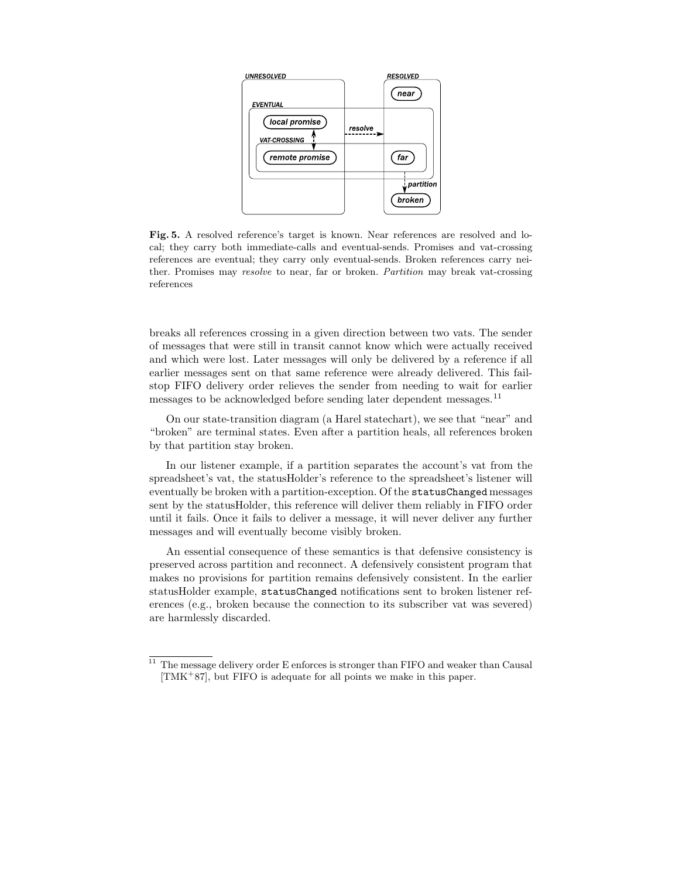**Fig. 5.** A resolved reference's target is known. Near references are resolved and local; they carry both immediate-calls and eventual-sends. Promises and vat-crossing references are eventual; they carry only eventual-sends. Broken references carry neither. Promises may *resolve* to near, far or broken. *Partition* may break vat-crossing references

breaks all references crossing in a given direction between two vats. The sender of messages that were still in transit cannot know which were actually received and which were lost. Later messages will only be delivered by a reference if all earlier messages sent on that same reference were already delivered. This fail-stop FIFO delivery order relieves the sender from needing to wait for earlier messages to be acknowledged before sending later dependent messages.[11]

On our state-transition diagram (a Harel statechart), we see that "near" and "broken" are terminal states. Even after a partition heals, all references broken by that partition stay broken.

In our listener example, if a partition separates the account's vat from the spreadsheet's vat, the statusHolder's reference to the spreadsheet's listener will eventually be broken with a partition-exception. Of the `statusChanged` messages sent by the statusHolder, this reference will deliver them reliably in FIFO order until it fails. Once it fails to deliver a message, it will never deliver any further messages and will eventually become visibly broken.

An essential consequence of these semantics is that defensive consistency is preserved across partition and reconnect. A defensively consistent program that makes no provisions for partition remains defensively consistent. In the earlier statusHolder example, `statusChanged` notifications sent to broken listener references (e.g., broken because the connection to its subscriber vat was severed) are harmlessly discarded.

[11] The message delivery order E enforces is stronger than FIFO and weaker than Causal [TMK+87], but FIFO is adequate for all points we make in this paper.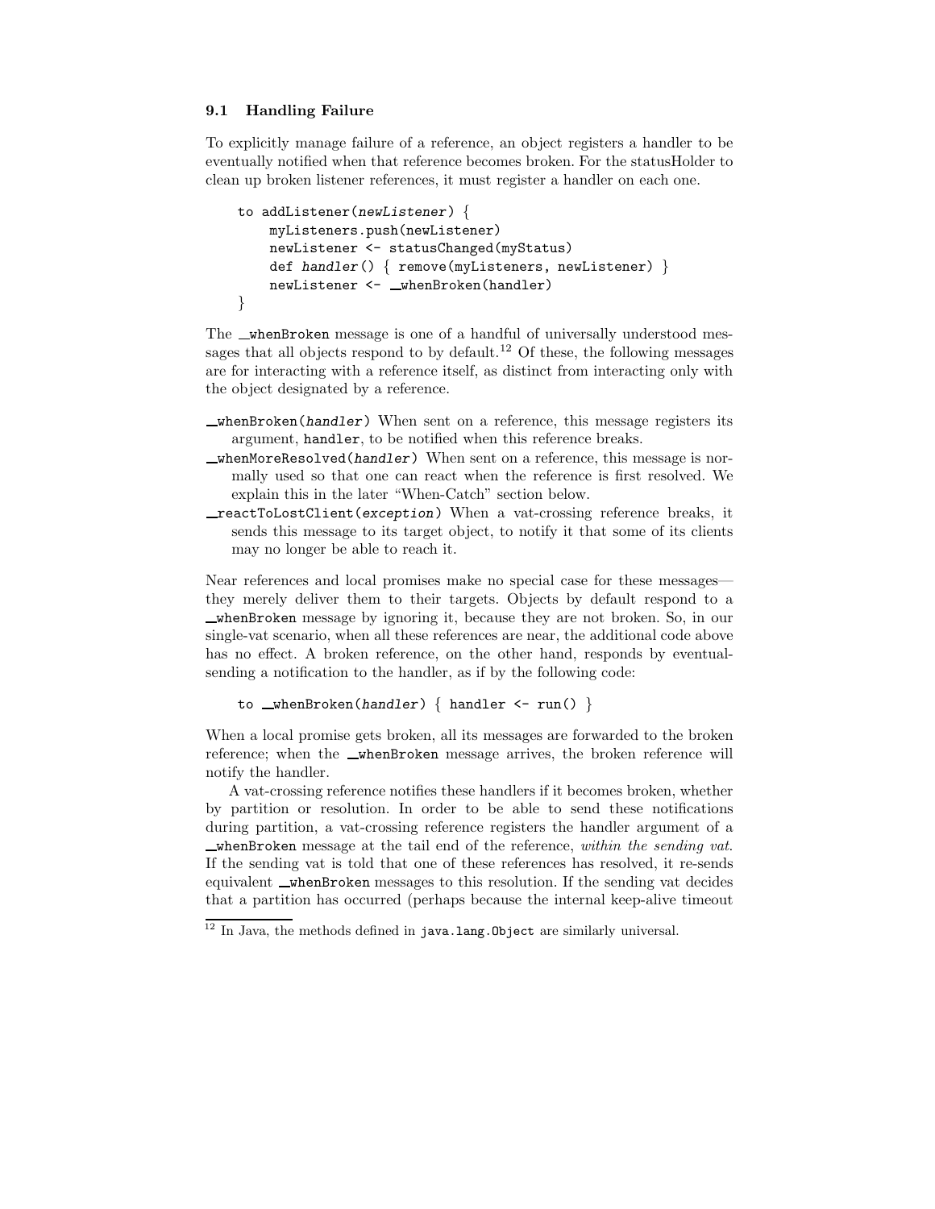### 9.1 Handling Failure

To explicitly manage failure of a reference, an object registers a handler to be eventually notified when that reference becomes broken. For the statusHolder to clean up broken listener references, it must register a handler on each one.

```
to addListener(newListener) {
    myListeners.push(newListener)
    newListener <- statusChanged(myStatus)
    def handler() { remove(myListeners, newListener) }
    newListener <- _whenBroken(handler)
}
```

The `_whenBroken` message is one of a handful of universally understood messages that all objects respond to by default.[12] Of these, the following messages are for interacting with a reference itself, as distinct from interacting only with the object designated by a reference.

- `_whenBroken(handler)` When sent on a reference, this message registers its argument, `handler`, to be notified when this reference breaks.
- `_whenMoreResolved(handler)` When sent on a reference, this message is normally used so that one can react when the reference is first resolved. We explain this in the later "When-Catch" section below.
- `_reactToLostClient(exception)` When a vat-crossing reference breaks, it sends this message to its target object, to notify it that some of its clients may no longer be able to reach it.

Near references and local promises make no special case for these messages—they merely deliver them to their targets. Objects by default respond to a `_whenBroken` message by ignoring it, because they are not broken. So, in our single-vat scenario, when all these references are near, the additional code above has no effect. A broken reference, on the other hand, responds by eventual-sending a notification to the handler, as if by the following code:

```
to _whenBroken(handler) { handler <- run() }
```

When a local promise gets broken, all its messages are forwarded to the broken reference; when the `_whenBroken` message arrives, the broken reference will notify the handler.

A vat-crossing reference notifies these handlers if it becomes broken, whether by partition or resolution. In order to be able to send these notifications during partition, a vat-crossing reference registers the handler argument of a `_whenBroken` message at the tail end of the reference, *within the sending vat*. If the sending vat is told that one of these references has resolved, it re-sends equivalent `_whenBroken` messages to this resolution. If the sending vat decides that a partition has occurred (perhaps because the internal keep-alive timeout

[12] In Java, the methods defined in `java.lang.Object` are similarly universal.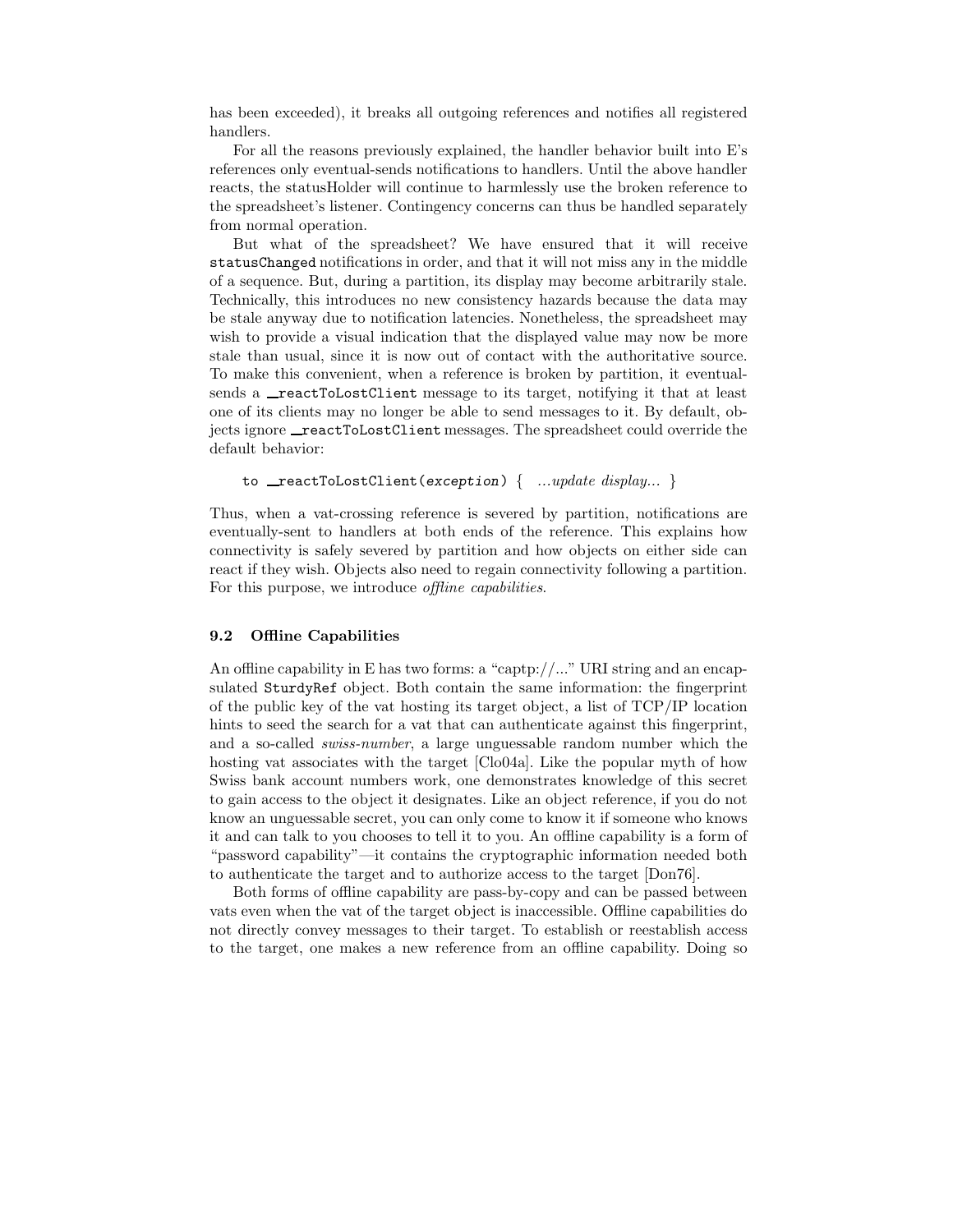has been exceeded), it breaks all outgoing references and notifies all registered handlers.

For all the reasons previously explained, the handler behavior built into E's references only eventual-sends notifications to handlers. Until the above handler reacts, the statusHolder will continue to harmlessly use the broken reference to the spreadsheet's listener. Contingency concerns can thus be handled separately from normal operation.

But what of the spreadsheet? We have ensured that it will receive `statusChanged` notifications in order, and that it will not miss any in the middle of a sequence. But, during a partition, its display may become arbitrarily stale. Technically, this introduces no new consistency hazards because the data may be stale anyway due to notification latencies. Nonetheless, the spreadsheet may wish to provide a visual indication that the displayed value may now be more stale than usual, since it is now out of contact with the authoritative source. To make this convenient, when a reference is broken by partition, it eventual-sends a `__reactToLostClient` message to its target, notifying it that at least one of its clients may no longer be able to send messages to it. By default, objects ignore `__reactToLostClient` messages. The spreadsheet could override the default behavior:

```
to __reactToLostClient(exception) { ...update display... }
```

Thus, when a vat-crossing reference is severed by partition, notifications are eventually-sent to handlers at both ends of the reference. This explains how connectivity is safely severed by partition and how objects on either side can react if they wish. Objects also need to regain connectivity following a partition. For this purpose, we introduce *offline capabilities*.

### 9.2 Offline Capabilities

An offline capability in E has two forms: a "captp://..." URI string and an encapsulated `SturdyRef` object. Both contain the same information: the fingerprint of the public key of the vat hosting its target object, a list of TCP/IP location hints to seed the search for a vat that can authenticate against this fingerprint, and a so-called *swiss-number*, a large unguessable random number which the hosting vat associates with the target [Clo04a]. Like the popular myth of how Swiss bank account numbers work, one demonstrates knowledge of this secret to gain access to the object it designates. Like an object reference, if you do not know an unguessable secret, you can only come to know it if someone who knows it and can talk to you chooses to tell it to you. An offline capability is a form of "password capability"—it contains the cryptographic information needed both to authenticate the target and to authorize access to the target [Don76].

Both forms of offline capability are pass-by-copy and can be passed between vats even when the vat of the target object is inaccessible. Offline capabilities do not directly convey messages to their target. To establish or reestablish access to the target, one makes a new reference from an offline capability. Doing so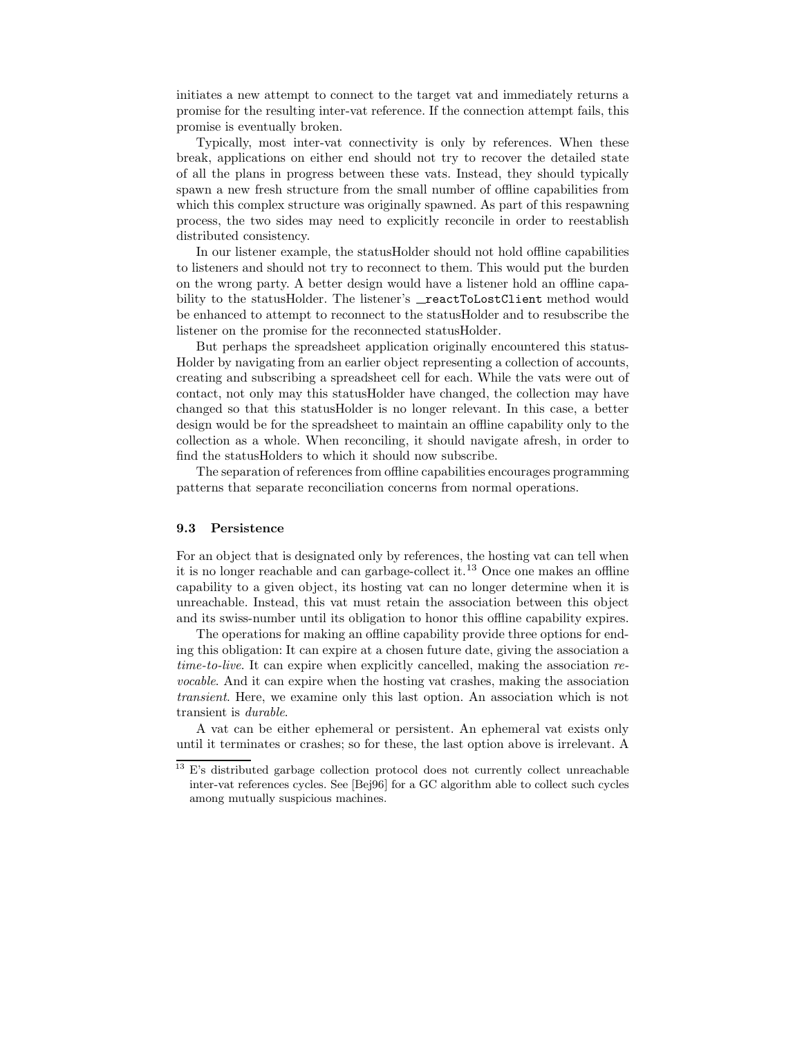initiates a new attempt to connect to the target vat and immediately returns a promise for the resulting inter-vat reference. If the connection attempt fails, this promise is eventually broken.

Typically, most inter-vat connectivity is only by references. When these break, applications on either end should not try to recover the detailed state of all the plans in progress between these vats. Instead, they should typically spawn a new fresh structure from the small number of offline capabilities from which this complex structure was originally spawned. As part of this respawning process, the two sides may need to explicitly reconcile in order to reestablish distributed consistency.

In our listener example, the statusHolder should not hold offline capabilities to listeners and should not try to reconnect to them. This would put the burden on the wrong party. A better design would have a listener hold an offline capability to the statusHolder. The listener's `__reactToLostClient` method would be enhanced to attempt to reconnect to the statusHolder and to resubscribe the listener on the promise for the reconnected statusHolder.

But perhaps the spreadsheet application originally encountered this statusHolder by navigating from an earlier object representing a collection of accounts, creating and subscribing a spreadsheet cell for each. While the vats were out of contact, not only may this statusHolder have changed, the collection may have changed so that this statusHolder is no longer relevant. In this case, a better design would be for the spreadsheet to maintain an offline capability only to the collection as a whole. When reconciling, it should navigate afresh, in order to find the statusHolders to which it should now subscribe.

The separation of references from offline capabilities encourages programming patterns that separate reconciliation concerns from normal operations.

### 9.3 Persistence

For an object that is designated only by references, the hosting vat can tell when it is no longer reachable and can garbage-collect it.[13] Once one makes an offline capability to a given object, its hosting vat can no longer determine when it is unreachable. Instead, this vat must retain the association between this object and its swiss-number until its obligation to honor this offline capability expires.

The operations for making an offline capability provide three options for ending this obligation: It can expire at a chosen future date, giving the association a *time-to-live*. It can expire when explicitly cancelled, making the association *revocable*. And it can expire when the hosting vat crashes, making the association *transient*. Here, we examine only this last option. An association which is not transient is *durable*.

A vat can be either ephemeral or persistent. An ephemeral vat exists only until it terminates or crashes; so for these, the last option above is irrelevant. A

[13] E's distributed garbage collection protocol does not currently collect unreachable inter-vat references cycles. See [Bej96] for a GC algorithm able to collect such cycles among mutually suspicious machines.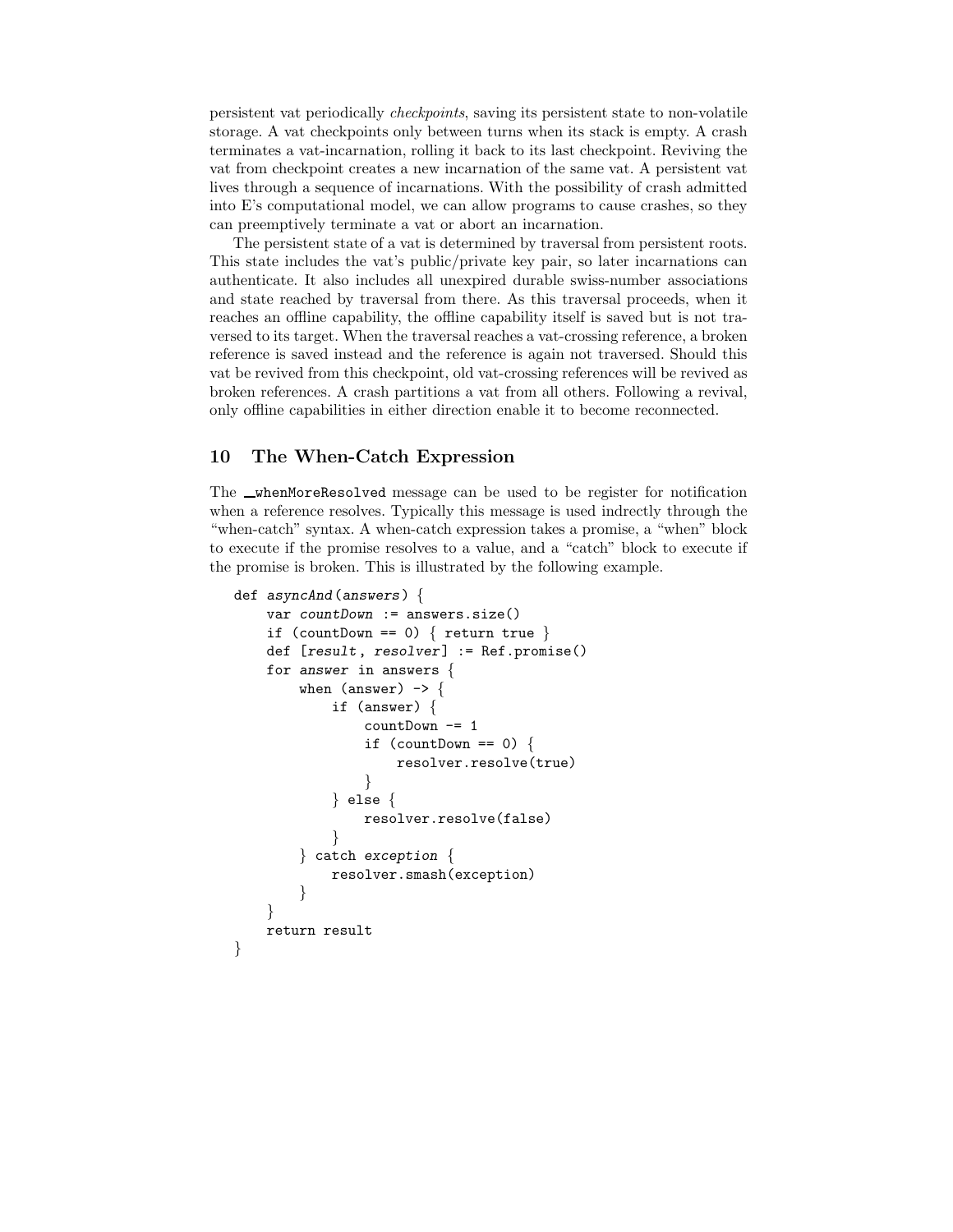persistent vat periodically *checkpoints*, saving its persistent state to non-volatile storage. A vat checkpoints only between turns when its stack is empty. A crash terminates a vat-incarnation, rolling it back to its last checkpoint. Reviving the vat from checkpoint creates a new incarnation of the same vat. A persistent vat lives through a sequence of incarnations. With the possibility of crash admitted into E's computational model, we can allow programs to cause crashes, so they can preemptively terminate a vat or abort an incarnation.

The persistent state of a vat is determined by traversal from persistent roots. This state includes the vat's public/private key pair, so later incarnations can authenticate. It also includes all unexpired durable swiss-number associations and state reached by traversal from there. As this traversal proceeds, when it reaches an offline capability, the offline capability itself is saved but is not traversed to its target. When the traversal reaches a vat-crossing reference, a broken reference is saved instead and the reference is again not traversed. Should this vat be revived from this checkpoint, old vat-crossing references will be revived as broken references. A crash partitions a vat from all others. Following a revival, only offline capabilities in either direction enable it to become reconnected.

## 10 The When-Catch Expression

The `__whenMoreResolved` message can be used to be register for notification when a reference resolves. Typically this message is used indrectly through the "when-catch" syntax. A when-catch expression takes a promise, a "when" block to execute if the promise resolves to a value, and a "catch" block to execute if the promise is broken. This is illustrated by the following example.

```
def asyncAnd(answers) {
    var countDown := answers.size()
    if (countDown == 0) { return true }
    def [result, resolver] := Ref.promise()
    for answer in answers {
        when (answer) -> {
            if (answer) {
                countDown -= 1
                if (countDown == 0) {
                    resolver.resolve(true)
                }
            } else {
                resolver.resolve(false)
            }
        } catch exception {
            resolver.smash(exception)
        }
    }
    return result
}
```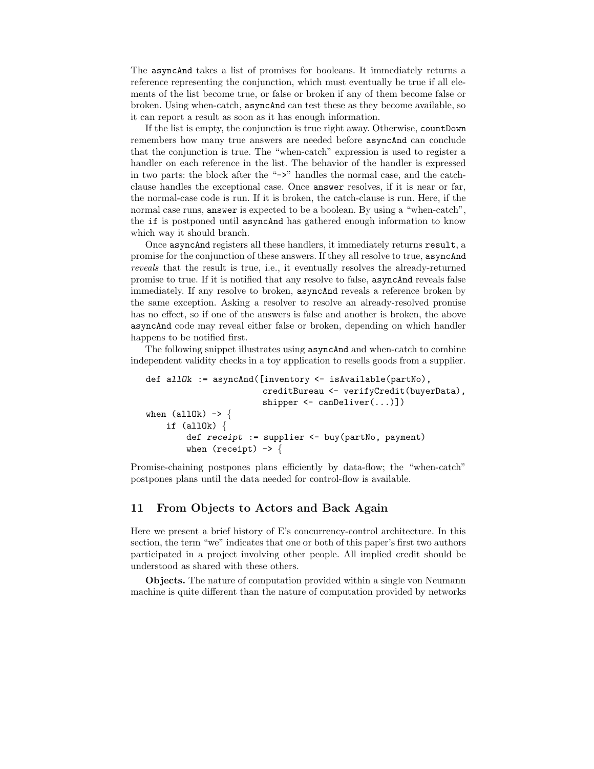The asyncAnd takes a list of promises for booleans. It immediately returns a reference representing the conjunction, which must eventually be true if all elements of the list become true, or false or broken if any of them become false or broken. Using when-catch, asyncAnd can test these as they become available, so it can report a result as soon as it has enough information.

If the list is empty, the conjunction is true right away. Otherwise, countDown remembers how many true answers are needed before asyncAnd can conclude that the conjunction is true. The "when-catch" expression is used to register a handler on each reference in the list. The behavior of the handler is expressed in two parts: the block after the "->" handles the normal case, and the catch-clause handles the exceptional case. Once answer resolves, if it is near or far, the normal-case code is run. If it is broken, the catch-clause is run. Here, if the normal case runs, answer is expected to be a boolean. By using a "when-catch", the if is postponed until asyncAnd has gathered enough information to know which way it should branch.

Once asyncAnd registers all these handlers, it immediately returns result, a promise for the conjunction of these answers. If they all resolve to true, asyncAnd *reveals* that the result is true, i.e., it eventually resolves the already-returned promise to true. If it is notified that any resolve to false, asyncAnd reveals false immediately. If any resolve to broken, asyncAnd reveals a reference broken by the same exception. Asking a resolver to resolve an already-resolved promise has no effect, so if one of the answers is false and another is broken, the above asyncAnd code may reveal either false or broken, depending on which handler happens to be notified first.

The following snippet illustrates using asyncAnd and when-catch to combine independent validity checks in a toy application to resells goods from a supplier.

```
def allOk := asyncAnd([inventory <- isAvailable(partNo),
                       creditBureau <- verifyCredit(buyerData),
                       shipper <- canDeliver(...)])
when (allOk) -> {
    if (allOk) {
        def receipt := supplier <- buy(partNo, payment)
        when (receipt) -> {
```

Promise-chaining postpones plans efficiently by data-flow; the "when-catch" postpones plans until the data needed for control-flow is available.

## 11 From Objects to Actors and Back Again

Here we present a brief history of E's concurrency-control architecture. In this section, the term "we" indicates that one or both of this paper's first two authors participated in a project involving other people. All implied credit should be understood as shared with these others.

**Objects.** The nature of computation provided within a single von Neumann machine is quite different than the nature of computation provided by networks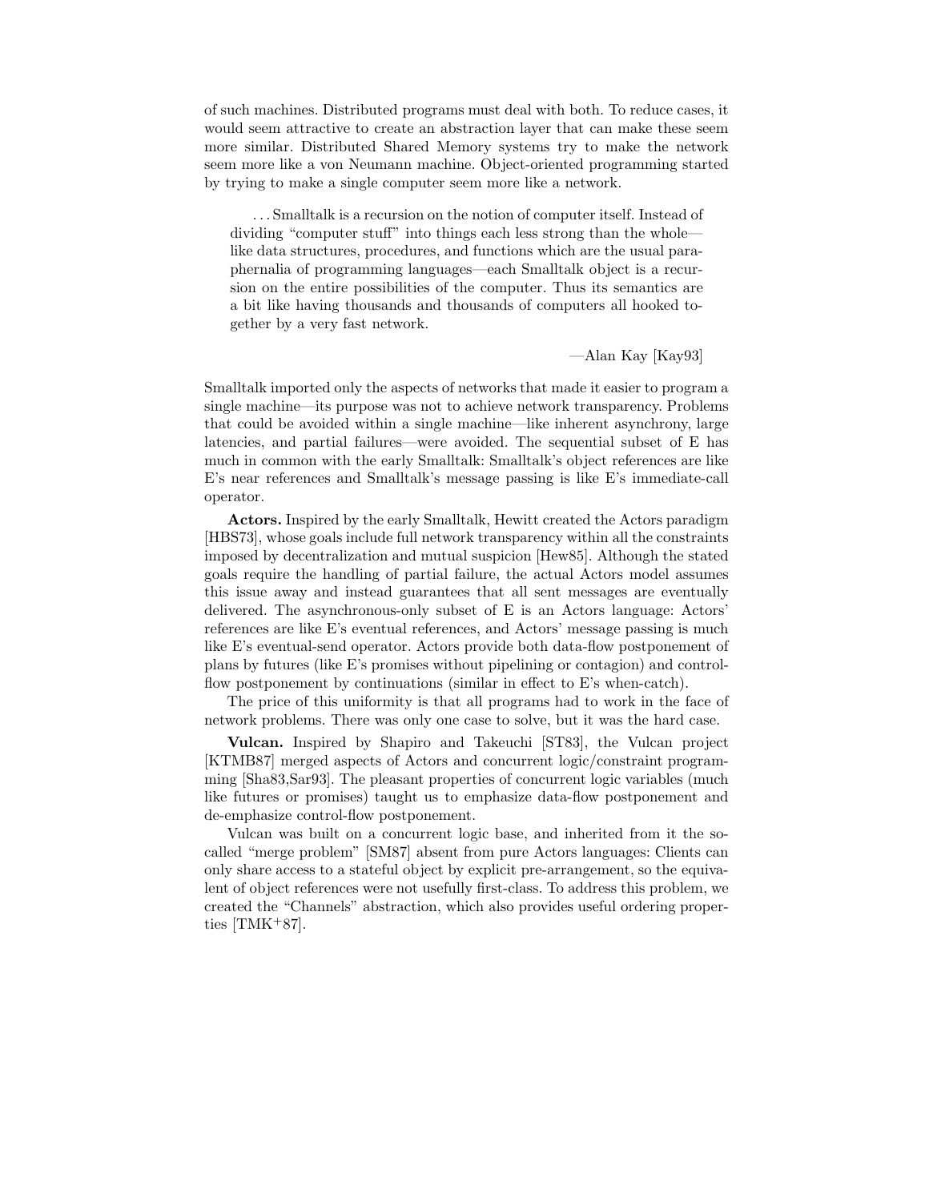of such machines. Distributed programs must deal with both. To reduce cases, it would seem attractive to create an abstraction layer that can make these seem more similar. Distributed Shared Memory systems try to make the network seem more like a von Neumann machine. Object-oriented programming started by trying to make a single computer seem more like a network.

> . . . Smalltalk is a recursion on the notion of computer itself. Instead of dividing "computer stuff" into things each less strong than the whole—like data structures, procedures, and functions which are the usual paraphernalia of programming languages—each Smalltalk object is a recursion on the entire possibilities of the computer. Thus its semantics are a bit like having thousands and thousands of computers all hooked together by a very fast network.
>
> —Alan Kay [Kay93]

Smalltalk imported only the aspects of networks that made it easier to program a single machine—its purpose was not to achieve network transparency. Problems that could be avoided within a single machine—like inherent asynchrony, large latencies, and partial failures—were avoided. The sequential subset of E has much in common with the early Smalltalk: Smalltalk's object references are like E's near references and Smalltalk's message passing is like E's immediate-call operator.

**Actors.** Inspired by the early Smalltalk, Hewitt created the Actors paradigm [HBS73], whose goals include full network transparency within all the constraints imposed by decentralization and mutual suspicion [Hew85]. Although the stated goals require the handling of partial failure, the actual Actors model assumes this issue away and instead guarantees that all sent messages are eventually delivered. The asynchronous-only subset of E is an Actors language: Actors' references are like E's eventual references, and Actors' message passing is much like E's eventual-send operator. Actors provide both data-flow postponement of plans by futures (like E's promises without pipelining or contagion) and control-flow postponement by continuations (similar in effect to E's when-catch).

The price of this uniformity is that all programs had to work in the face of network problems. There was only one case to solve, but it was the hard case.

**Vulcan.** Inspired by Shapiro and Takeuchi [ST83], the Vulcan project [KTMB87] merged aspects of Actors and concurrent logic/constraint programming [Sha83,Sar93]. The pleasant properties of concurrent logic variables (much like futures or promises) taught us to emphasize data-flow postponement and de-emphasize control-flow postponement.

Vulcan was built on a concurrent logic base, and inherited from it the so-called "merge problem" [SM87] absent from pure Actors languages: Clients can only share access to a stateful object by explicit pre-arrangement, so the equivalent of object references were not usefully first-class. To address this problem, we created the "Channels" abstraction, which also provides useful ordering properties [TMK+87].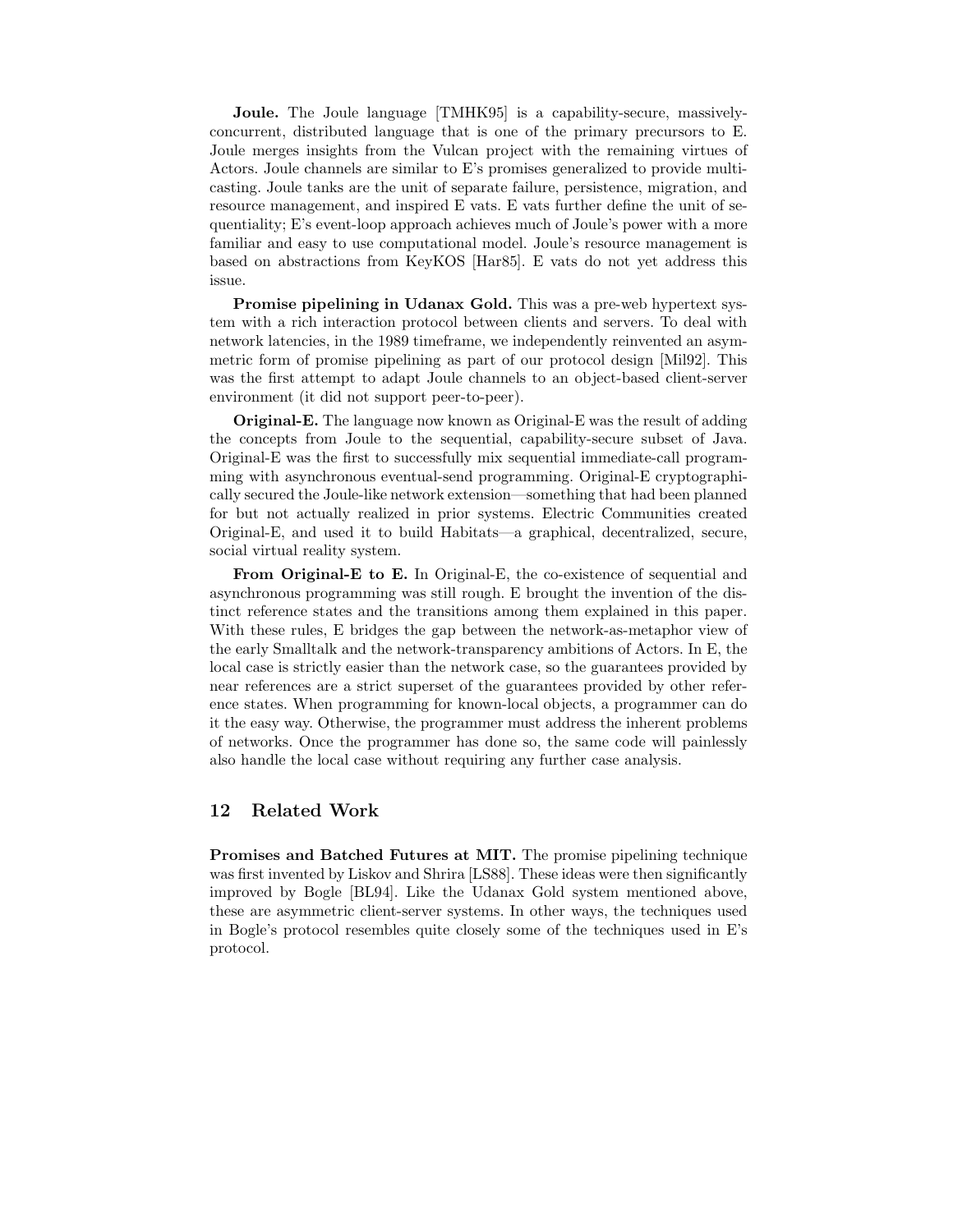**Joule.** The Joule language [TMHK95] is a capability-secure, massively-concurrent, distributed language that is one of the primary precursors to E. Joule merges insights from the Vulcan project with the remaining virtues of Actors. Joule channels are similar to E's promises generalized to provide multicasting. Joule tanks are the unit of separate failure, persistence, migration, and resource management, and inspired E vats. E vats further define the unit of sequentiality; E's event-loop approach achieves much of Joule's power with a more familiar and easy to use computational model. Joule's resource management is based on abstractions from KeyKOS [Har85]. E vats do not yet address this issue.

**Promise pipelining in Udanax Gold.** This was a pre-web hypertext system with a rich interaction protocol between clients and servers. To deal with network latencies, in the 1989 timeframe, we independently reinvented an asymmetric form of promise pipelining as part of our protocol design [Mil92]. This was the first attempt to adapt Joule channels to an object-based client-server environment (it did not support peer-to-peer).

**Original-E.** The language now known as Original-E was the result of adding the concepts from Joule to the sequential, capability-secure subset of Java. Original-E was the first to successfully mix sequential immediate-call programming with asynchronous eventual-send programming. Original-E cryptographically secured the Joule-like network extension—something that had been planned for but not actually realized in prior systems. Electric Communities created Original-E, and used it to build Habitats—a graphical, decentralized, secure, social virtual reality system.

**From Original-E to E.** In Original-E, the co-existence of sequential and asynchronous programming was still rough. E brought the invention of the distinct reference states and the transitions among them explained in this paper. With these rules, E bridges the gap between the network-as-metaphor view of the early Smalltalk and the network-transparency ambitions of Actors. In E, the local case is strictly easier than the network case, so the guarantees provided by near references are a strict superset of the guarantees provided by other reference states. When programming for known-local objects, a programmer can do it the easy way. Otherwise, the programmer must address the inherent problems of networks. Once the programmer has done so, the same code will painlessly also handle the local case without requiring any further case analysis.

## 12 Related Work

**Promises and Batched Futures at MIT.** The promise pipelining technique was first invented by Liskov and Shrira [LS88]. These ideas were then significantly improved by Bogle [BL94]. Like the Udanax Gold system mentioned above, these are asymmetric client-server systems. In other ways, the techniques used in Bogle's protocol resembles quite closely some of the techniques used in E's protocol.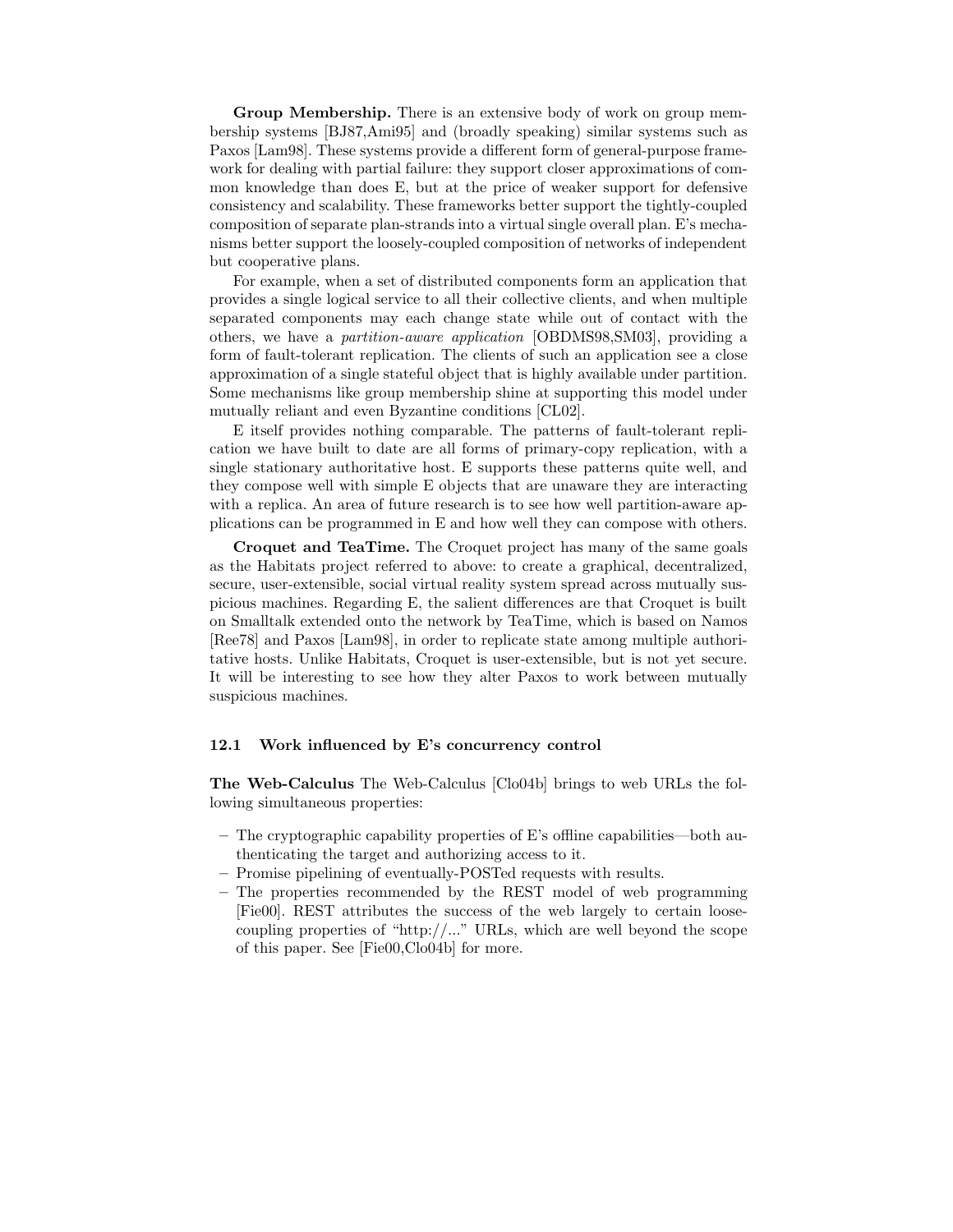**Group Membership.** There is an extensive body of work on group membership systems [BJ87,Ami95] and (broadly speaking) similar systems such as Paxos [Lam98]. These systems provide a different form of general-purpose framework for dealing with partial failure: they support closer approximations of common knowledge than does E, but at the price of weaker support for defensive consistency and scalability. These frameworks better support the tightly-coupled composition of separate plan-strands into a virtual single overall plan. E's mechanisms better support the loosely-coupled composition of networks of independent but cooperative plans.

For example, when a set of distributed components form an application that provides a single logical service to all their collective clients, and when multiple separated components may each change state while out of contact with the others, we have a *partition-aware application* [OBDMS98,SM03], providing a form of fault-tolerant replication. The clients of such an application see a close approximation of a single stateful object that is highly available under partition. Some mechanisms like group membership shine at supporting this model under mutually reliant and even Byzantine conditions [CL02].

E itself provides nothing comparable. The patterns of fault-tolerant replication we have built to date are all forms of primary-copy replication, with a single stationary authoritative host. E supports these patterns quite well, and they compose well with simple E objects that are unaware they are interacting with a replica. An area of future research is to see how well partition-aware applications can be programmed in E and how well they can compose with others.

**Croquet and TeaTime.** The Croquet project has many of the same goals as the Habitats project referred to above: to create a graphical, decentralized, secure, user-extensible, social virtual reality system spread across mutually suspicious machines. Regarding E, the salient differences are that Croquet is built on Smalltalk extended onto the network by TeaTime, which is based on Namos [Ree78] and Paxos [Lam98], in order to replicate state among multiple authoritative hosts. Unlike Habitats, Croquet is user-extensible, but is not yet secure. It will be interesting to see how they alter Paxos to work between mutually suspicious machines.

### 12.1 Work influenced by E's concurrency control

**The Web-Calculus** The Web-Calculus [Clo04b] brings to web URLs the following simultaneous properties:

- The cryptographic capability properties of E's offline capabilities—both authenticating the target and authorizing access to it.
- Promise pipelining of eventually-POSTed requests with results.
- The properties recommended by the REST model of web programming [Fie00]. REST attributes the success of the web largely to certain loose-coupling properties of "http://..." URLs, which are well beyond the scope of this paper. See [Fie00,Clo04b] for more.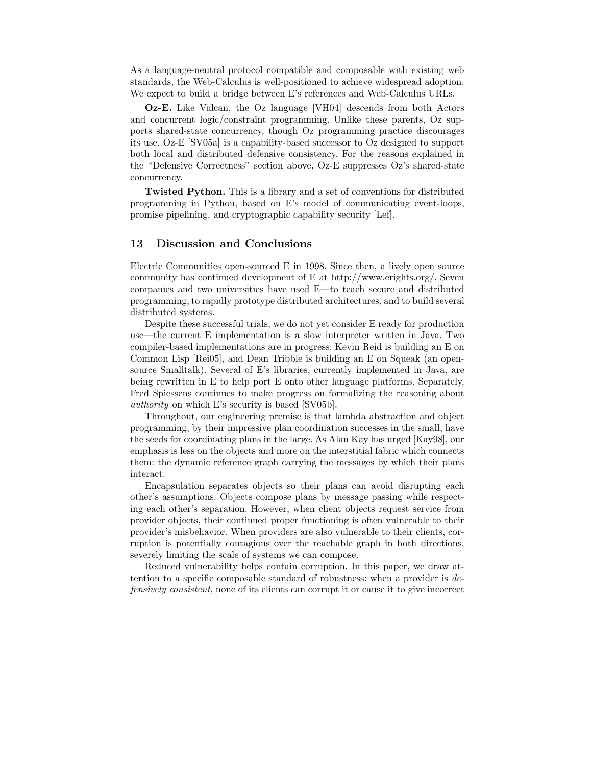As a language-neutral protocol compatible and composable with existing web standards, the Web-Calculus is well-positioned to achieve widespread adoption. We expect to build a bridge between E's references and Web-Calculus URLs.

**Oz-E.** Like Vulcan, the Oz language [VH04] descends from both Actors and concurrent logic/constraint programming. Unlike these parents, Oz supports shared-state concurrency, though Oz programming practice discourages its use. Oz-E [SV05a] is a capability-based successor to Oz designed to support both local and distributed defensive consistency. For the reasons explained in the "Defensive Correctness" section above, Oz-E suppresses Oz's shared-state concurrency.

**Twisted Python.** This is a library and a set of conventions for distributed programming in Python, based on E's model of communicating event-loops, promise pipelining, and cryptographic capability security [Lef].

## 13 Discussion and Conclusions

Electric Communities open-sourced E in 1998. Since then, a lively open source community has continued development of E at http://www.erights.org/. Seven companies and two universities have used E—to teach secure and distributed programming, to rapidly prototype distributed architectures, and to build several distributed systems.

Despite these successful trials, we do not yet consider E ready for production use—the current E implementation is a slow interpreter written in Java. Two compiler-based implementations are in progress: Kevin Reid is building an E on Common Lisp [Rei05], and Dean Tribble is building an E on Squeak (an open-source Smalltalk). Several of E's libraries, currently implemented in Java, are being rewritten in E to help port E onto other language platforms. Separately, Fred Spiessens continues to make progress on formalizing the reasoning about *authority* on which E's security is based [SV05b].

Throughout, our engineering premise is that lambda abstraction and object programming, by their impressive plan coordination successes in the small, have the seeds for coordinating plans in the large. As Alan Kay has urged [Kay98], our emphasis is less on the objects and more on the interstitial fabric which connects them: the dynamic reference graph carrying the messages by which their plans interact.

Encapsulation separates objects so their plans can avoid disrupting each other's assumptions. Objects compose plans by message passing while respecting each other's separation. However, when client objects request service from provider objects, their continued proper functioning is often vulnerable to their provider's misbehavior. When providers are also vulnerable to their clients, corruption is potentially contagious over the reachable graph in both directions, severely limiting the scale of systems we can compose.

Reduced vulnerability helps contain corruption. In this paper, we draw attention to a specific composable standard of robustness: when a provider is *defensively consistent*, none of its clients can corrupt it or cause it to give incorrect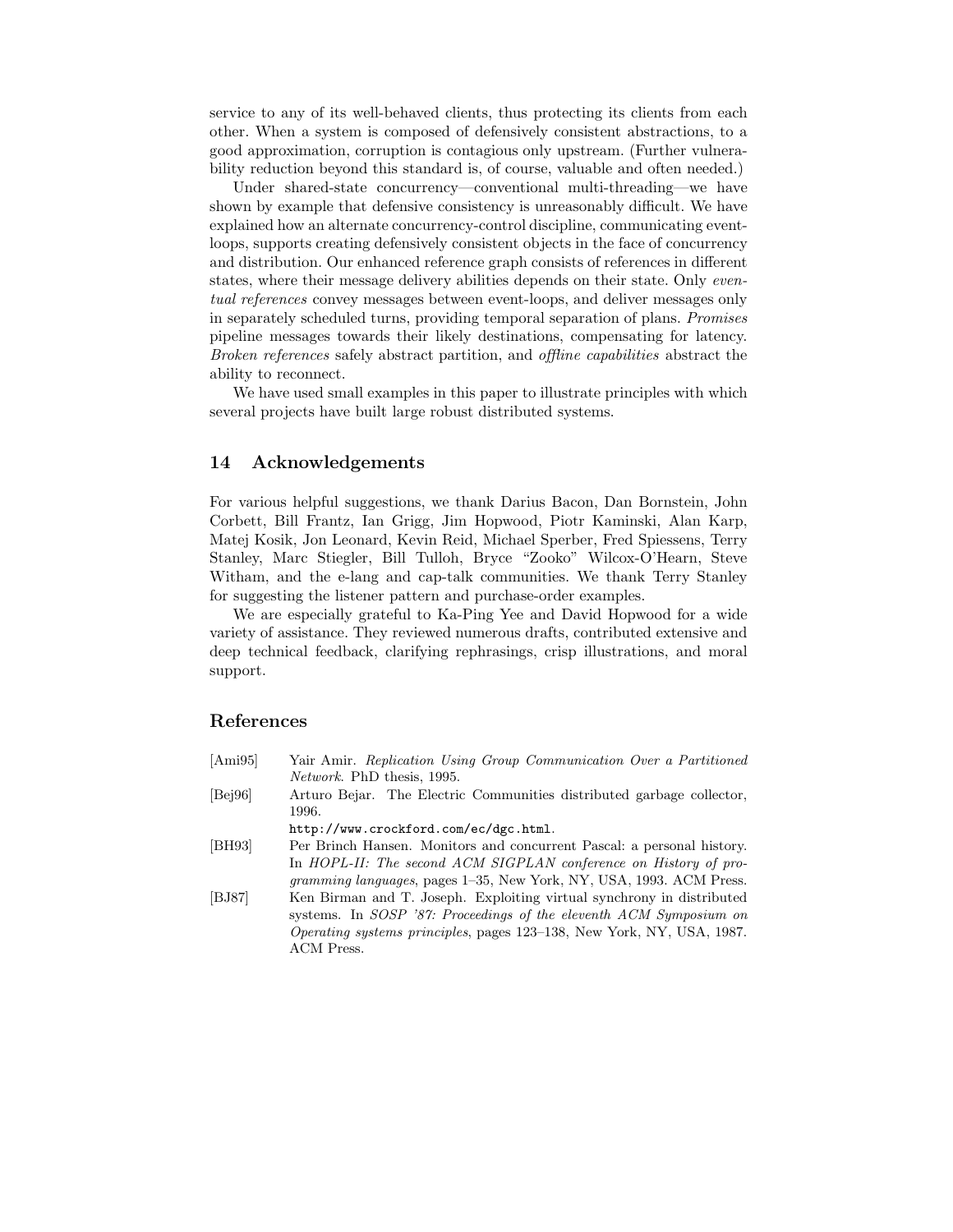service to any of its well-behaved clients, thus protecting its clients from each other. When a system is composed of defensively consistent abstractions, to a good approximation, corruption is contagious only upstream. (Further vulnerability reduction beyond this standard is, of course, valuable and often needed.)

Under shared-state concurrency—conventional multi-threading—we have shown by example that defensive consistency is unreasonably difficult. We have explained how an alternate concurrency-control discipline, communicating event-loops, supports creating defensively consistent objects in the face of concurrency and distribution. Our enhanced reference graph consists of references in different states, where their message delivery abilities depends on their state. Only *eventual references* convey messages between event-loops, and deliver messages only in separately scheduled turns, providing temporal separation of plans. *Promises* pipeline messages towards their likely destinations, compensating for latency. *Broken references* safely abstract partition, and *offline capabilities* abstract the ability to reconnect.

We have used small examples in this paper to illustrate principles with which several projects have built large robust distributed systems.

## 14 Acknowledgements

For various helpful suggestions, we thank Darius Bacon, Dan Bornstein, John Corbett, Bill Frantz, Ian Grigg, Jim Hopwood, Piotr Kaminski, Alan Karp, Matej Kosik, Jon Leonard, Kevin Reid, Michael Sperber, Fred Spiessens, Terry Stanley, Marc Stiegler, Bill Tulloh, Bryce "Zooko" Wilcox-O'Hearn, Steve Witham, and the e-lang and cap-talk communities. We thank Terry Stanley for suggesting the listener pattern and purchase-order examples.

We are especially grateful to Ka-Ping Yee and David Hopwood for a wide variety of assistance. They reviewed numerous drafts, contributed extensive and deep technical feedback, clarifying rephrasings, crisp illustrations, and moral support.

## References

[Ami95] Yair Amir. *Replication Using Group Communication Over a Partitioned Network*. PhD thesis, 1995.

[Bej96] Arturo Bejar. The Electric Communities distributed garbage collector, 1996. `http://www.crockford.com/ec/dgc.html`.

[BH93] Per Brinch Hansen. Monitors and concurrent Pascal: a personal history. In *HOPL-II: The second ACM SIGPLAN conference on History of programming languages*, pages 1–35, New York, NY, USA, 1993. ACM Press.

[BJ87] Ken Birman and T. Joseph. Exploiting virtual synchrony in distributed systems. In *SOSP '87: Proceedings of the eleventh ACM Symposium on Operating systems principles*, pages 123–138, New York, NY, USA, 1987. ACM Press.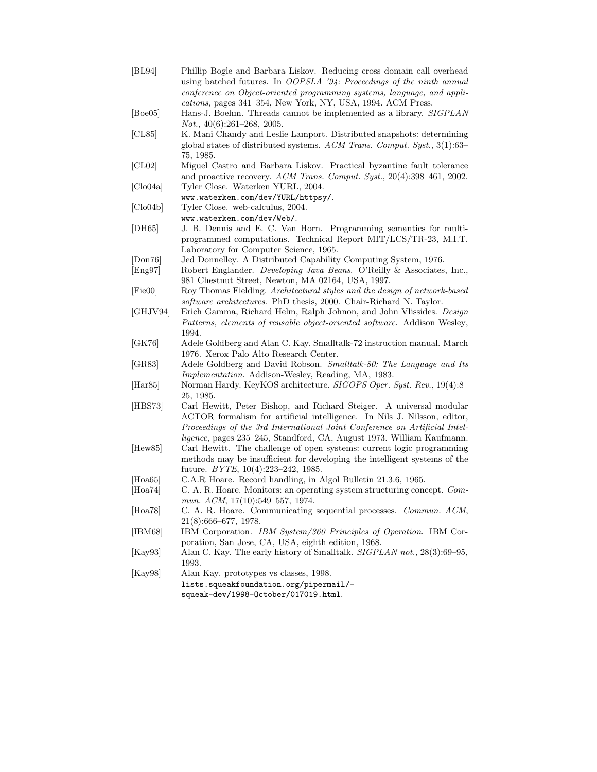[BL94] Phillip Bogle and Barbara Liskov. Reducing cross domain call overhead using batched futures. In *OOPSLA '94: Proceedings of the ninth annual conference on Object-oriented programming systems, language, and applications*, pages 341–354, New York, NY, USA, 1994. ACM Press.

[Boe05] Hans-J. Boehm. Threads cannot be implemented as a library. *SIGPLAN Not.*, 40(6):261–268, 2005.

[CL85] K. Mani Chandy and Leslie Lamport. Distributed snapshots: determining global states of distributed systems. *ACM Trans. Comput. Syst.*, 3(1):63–75, 1985.

[CL02] Miguel Castro and Barbara Liskov. Practical byzantine fault tolerance and proactive recovery. *ACM Trans. Comput. Syst.*, 20(4):398–461, 2002.

[Clo04a] Tyler Close. Waterken YURL, 2004. `www.waterken.com/dev/YURL/httpsy/`.

[Clo04b] Tyler Close. web-calculus, 2004. `www.waterken.com/dev/Web/`.

[DH65] J. B. Dennis and E. C. Van Horn. Programming semantics for multiprogrammed computations. Technical Report MIT/LCS/TR-23, M.I.T. Laboratory for Computer Science, 1965.

[Don76] Jed Donnelley. A Distributed Capability Computing System, 1976.

[Eng97] Robert Englander. *Developing Java Beans*. O'Reilly & Associates, Inc., 981 Chestnut Street, Newton, MA 02164, USA, 1997.

[Fie00] Roy Thomas Fielding. *Architectural styles and the design of network-based software architectures*. PhD thesis, 2000. Chair-Richard N. Taylor.

[GHJV94] Erich Gamma, Richard Helm, Ralph Johnon, and John Vlissides. *Design Patterns, elements of reusable object-oriented software*. Addison Wesley, 1994.

[GK76] Adele Goldberg and Alan C. Kay. Smalltalk-72 instruction manual. March 1976. Xerox Palo Alto Research Center.

[GR83] Adele Goldberg and David Robson. *Smalltalk-80: The Language and Its Implementation*. Addison-Wesley, Reading, MA, 1983.

[Har85] Norman Hardy. KeyKOS architecture. *SIGOPS Oper. Syst. Rev.*, 19(4):8–25, 1985.

[HBS73] Carl Hewitt, Peter Bishop, and Richard Steiger. A universal modular ACTOR formalism for artificial intelligence. In Nils J. Nilsson, editor, *Proceedings of the 3rd International Joint Conference on Artificial Intelligence*, pages 235–245, Standford, CA, August 1973. William Kaufmann.

[Hew85] Carl Hewitt. The challenge of open systems: current logic programming methods may be insufficient for developing the intelligent systems of the future. *BYTE*, 10(4):223–242, 1985.

[Hoa65] C.A.R Hoare. Record handling, in Algol Bulletin 21.3.6, 1965.

[Hoa74] C. A. R. Hoare. Monitors: an operating system structuring concept. *Commun. ACM*, 17(10):549–557, 1974.

[Hoa78] C. A. R. Hoare. Communicating sequential processes. *Commun. ACM*, 21(8):666–677, 1978.

[IBM68] IBM Corporation. *IBM System/360 Principles of Operation*. IBM Corporation, San Jose, CA, USA, eighth edition, 1968.

[Kay93] Alan C. Kay. The early history of Smalltalk. *SIGPLAN not.*, 28(3):69–95, 1993.

[Kay98] Alan Kay. prototypes vs classes, 1998. `lists.squeakfoundation.org/pipermail/-squeak-dev/1998-October/017019.html`.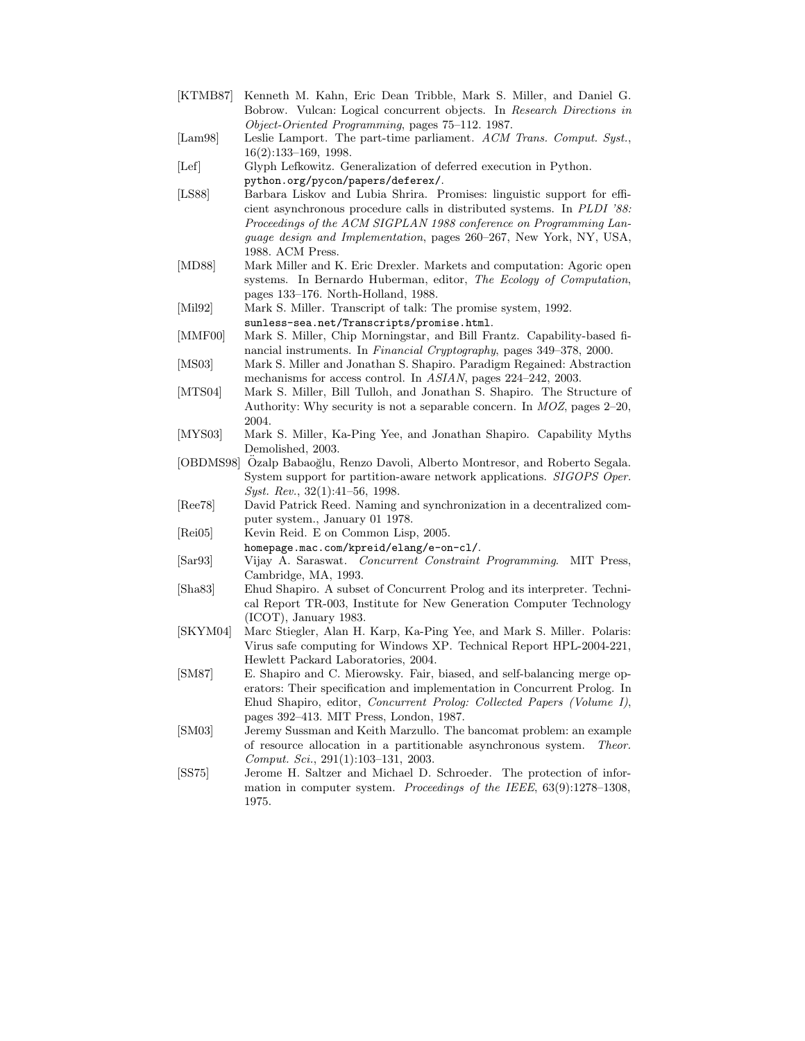[KTMB87] Kenneth M. Kahn, Eric Dean Tribble, Mark S. Miller, and Daniel G. Bobrow. Vulcan: Logical concurrent objects. In *Research Directions in Object-Oriented Programming*, pages 75–112. 1987.

[Lam98] Leslie Lamport. The part-time parliament. *ACM Trans. Comput. Syst.*, 16(2):133–169, 1998.

[Lef] Glyph Lefkowitz. Generalization of deferred execution in Python. `python.org/pycon/papers/deferex/`.

[LS88] Barbara Liskov and Lubia Shrira. Promises: linguistic support for efficient asynchronous procedure calls in distributed systems. In *PLDI '88: Proceedings of the ACM SIGPLAN 1988 conference on Programming Language design and Implementation*, pages 260–267, New York, NY, USA, 1988. ACM Press.

[MD88] Mark Miller and K. Eric Drexler. Markets and computation: Agoric open systems. In Bernardo Huberman, editor, *The Ecology of Computation*, pages 133–176. North-Holland, 1988.

[Mil92] Mark S. Miller. Transcript of talk: The promise system, 1992. `sunless-sea.net/Transcripts/promise.html`.

[MMF00] Mark S. Miller, Chip Morningstar, and Bill Frantz. Capability-based financial instruments. In *Financial Cryptography*, pages 349–378, 2000.

[MS03] Mark S. Miller and Jonathan S. Shapiro. Paradigm Regained: Abstraction mechanisms for access control. In *ASIAN*, pages 224–242, 2003.

[MTS04] Mark S. Miller, Bill Tulloh, and Jonathan S. Shapiro. The Structure of Authority: Why security is not a separable concern. In *MOZ*, pages 2–20, 2004.

[MYS03] Mark S. Miller, Ka-Ping Yee, and Jonathan Shapiro. Capability Myths Demolished, 2003.

[OBDMS98] Özalp Babaoğlu, Renzo Davoli, Alberto Montresor, and Roberto Segala. System support for partition-aware network applications. *SIGOPS Oper. Syst. Rev.*, 32(1):41–56, 1998.

[Ree78] David Patrick Reed. Naming and synchronization in a decentralized computer system., January 01 1978.

[Rei05] Kevin Reid. E on Common Lisp, 2005. `homepage.mac.com/kpreid/elang/e-on-cl/`.

[Sar93] Vijay A. Saraswat. *Concurrent Constraint Programming*. MIT Press, Cambridge, MA, 1993.

[Sha83] Ehud Shapiro. A subset of Concurrent Prolog and its interpreter. Technical Report TR-003, Institute for New Generation Computer Technology (ICOT), January 1983.

[SKYM04] Marc Stiegler, Alan H. Karp, Ka-Ping Yee, and Mark S. Miller. Polaris: Virus safe computing for Windows XP. Technical Report HPL-2004-221, Hewlett Packard Laboratories, 2004.

[SM87] E. Shapiro and C. Mierowsky. Fair, biased, and self-balancing merge operators: Their specification and implementation in Concurrent Prolog. In Ehud Shapiro, editor, *Concurrent Prolog: Collected Papers (Volume I)*, pages 392–413. MIT Press, London, 1987.

[SM03] Jeremy Sussman and Keith Marzullo. The bancomat problem: an example of resource allocation in a partitionable asynchronous system. *Theor. Comput. Sci.*, 291(1):103–131, 2003.

[SS75] Jerome H. Saltzer and Michael D. Schroeder. The protection of information in computer system. *Proceedings of the IEEE*, 63(9):1278–1308, 1975.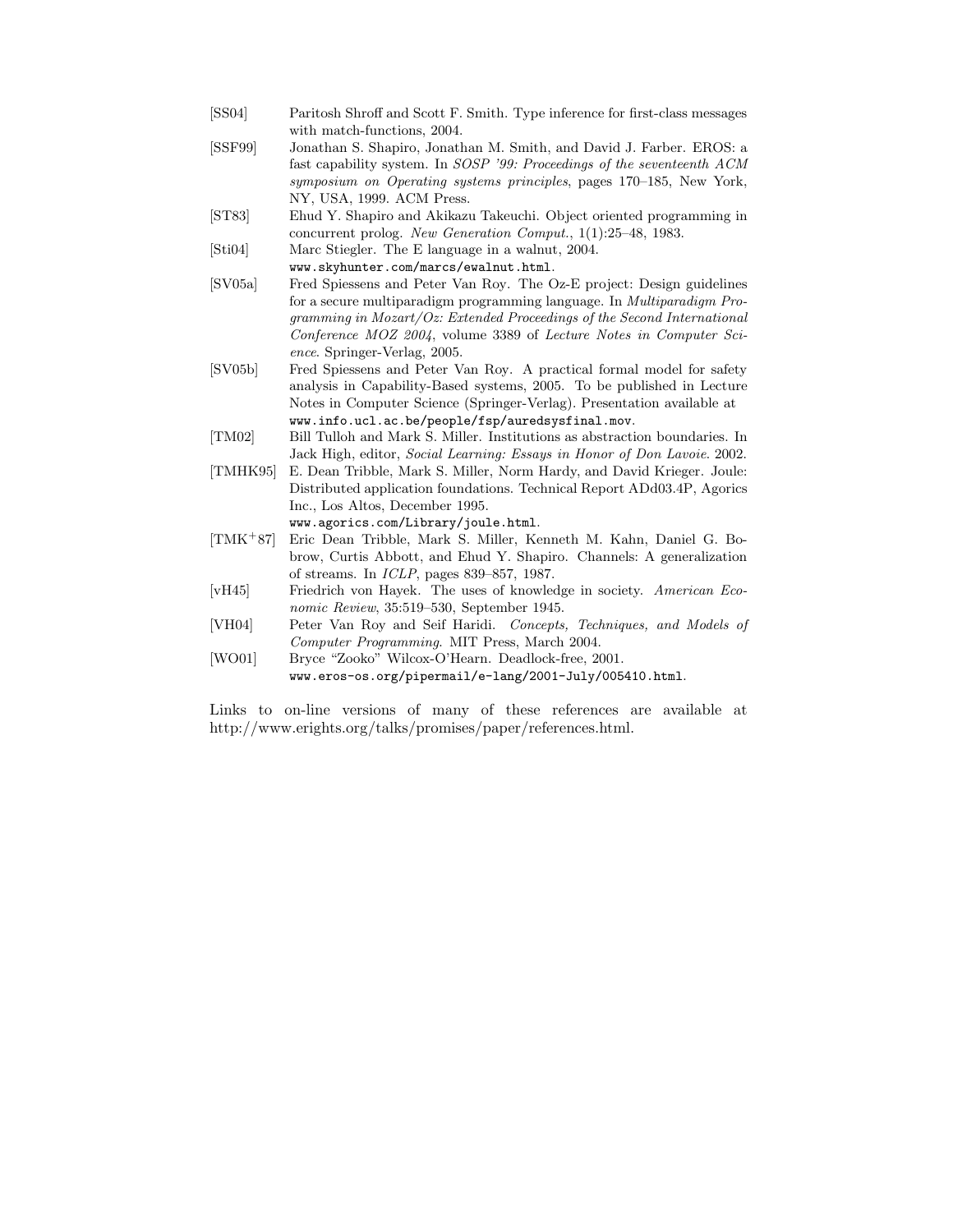[SS04] Paritosh Shroff and Scott F. Smith. Type inference for first-class messages with match-functions, 2004.

[SSF99] Jonathan S. Shapiro, Jonathan M. Smith, and David J. Farber. EROS: a fast capability system. In *SOSP '99: Proceedings of the seventeenth ACM symposium on Operating systems principles*, pages 170–185, New York, NY, USA, 1999. ACM Press.

[ST83] Ehud Y. Shapiro and Akikazu Takeuchi. Object oriented programming in concurrent prolog. *New Generation Comput.*, 1(1):25–48, 1983.

[Sti04] Marc Stiegler. The E language in a walnut, 2004. `www.skyhunter.com/marcs/ewalnut.html`.

[SV05a] Fred Spiessens and Peter Van Roy. The Oz-E project: Design guidelines for a secure multiparadigm programming language. In *Multiparadigm Programming in Mozart/Oz: Extended Proceedings of the Second International Conference MOZ 2004*, volume 3389 of *Lecture Notes in Computer Science*. Springer-Verlag, 2005.

[SV05b] Fred Spiessens and Peter Van Roy. A practical formal model for safety analysis in Capability-Based systems, 2005. To be published in Lecture Notes in Computer Science (Springer-Verlag). Presentation available at `www.info.ucl.ac.be/people/fsp/auredsysfinal.mov`.

[TM02] Bill Tulloh and Mark S. Miller. Institutions as abstraction boundaries. In Jack High, editor, *Social Learning: Essays in Honor of Don Lavoie*. 2002.

[TMHK95] E. Dean Tribble, Mark S. Miller, Norm Hardy, and David Krieger. Joule: Distributed application foundations. Technical Report ADd03.4P, Agorics Inc., Los Altos, December 1995. `www.agorics.com/Library/joule.html`.

[TMK+87] Eric Dean Tribble, Mark S. Miller, Kenneth M. Kahn, Daniel G. Bobrow, Curtis Abbott, and Ehud Y. Shapiro. Channels: A generalization of streams. In *ICLP*, pages 839–857, 1987.

[vH45] Friedrich von Hayek. The uses of knowledge in society. *American Economic Review*, 35:519–530, September 1945.

[VH04] Peter Van Roy and Seif Haridi. *Concepts, Techniques, and Models of Computer Programming*. MIT Press, March 2004.

[WO01] Bryce "Zooko" Wilcox-O'Hearn. Deadlock-free, 2001. `www.eros-os.org/pipermail/e-lang/2001-July/005410.html`.

Links to on-line versions of many of these references are available at http://www.erights.org/talks/promises/paper/references.html.